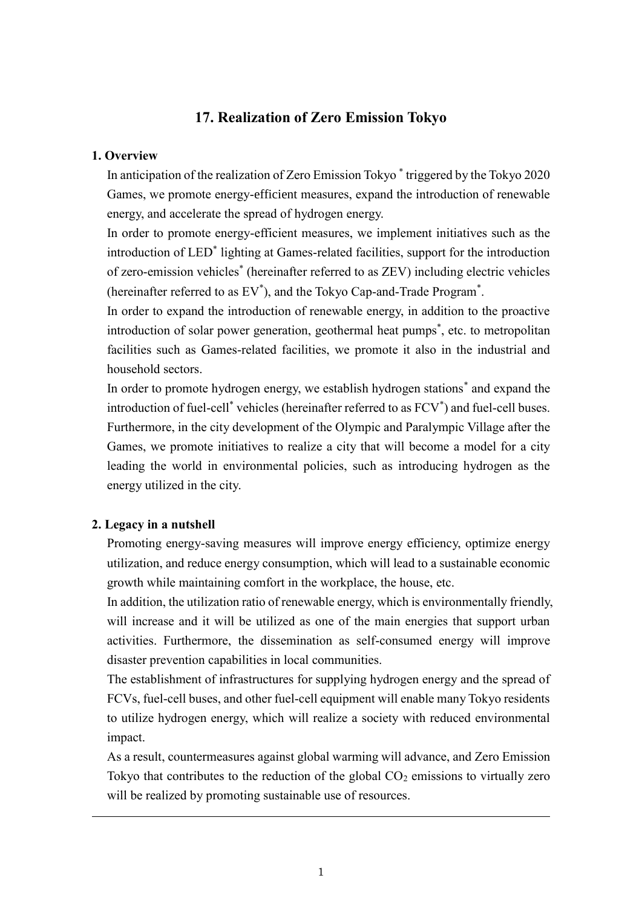# 17. Realization of Zero Emission Tokyo

## 1. Overview

In anticipation of the realization of Zero Emission Tokyo * triggered by the Tokyo 2020 Games, we promote energy-efficient measures, expand the introduction of renewable energy, and accelerate the spread of hydrogen energy.

In order to promote energy-efficient measures, we implement initiatives such as the introduction of LED* lighting at Games-related facilities, support for the introduction of zero-emission vehicles* (hereinafter referred to as ZEV) including electric vehicles (hereinafter referred to as EV*), and the Tokyo Cap-and-Trade Program*.

In order to expand the introduction of renewable energy, in addition to the proactive introduction of solar power generation, geothermal heat pumps*, etc. to metropolitan facilities such as Games-related facilities, we promote it also in the industrial and household sectors.

In order to promote hydrogen energy, we establish hydrogen stations* and expand the introduction of fuel-cell* vehicles (hereinafter referred to as FCV*) and fuel-cell buses.

Furthermore, in the city development of the Olympic and Paralympic Village after the Games, we promote initiatives to realize a city that will become a model for a city leading the world in environmental policies, such as introducing hydrogen as the energy utilized in the city.

## 2. Legacy in a nutshell

Promoting energy-saving measures will improve energy efficiency, optimize energy utilization, and reduce energy consumption, which will lead to a sustainable economic growth while maintaining comfort in the workplace, the house, etc.

In addition, the utilization ratio of renewable energy, which is environmentally friendly, will increase and it will be utilized as one of the main energies that support urban activities. Furthermore, the dissemination as self-consumed energy will improve disaster prevention capabilities in local communities.

The establishment of infrastructures for supplying hydrogen energy and the spread of FCVs, fuel-cell buses, and other fuel-cell equipment will enable many Tokyo residents to utilize hydrogen energy, which will realize a society with reduced environmental impact.

As a result, countermeasures against global warming will advance, and Zero Emission Tokyo that contributes to the reduction of the global $CO_2$ emissions to virtually zero will be realized by promoting sustainable use of resources.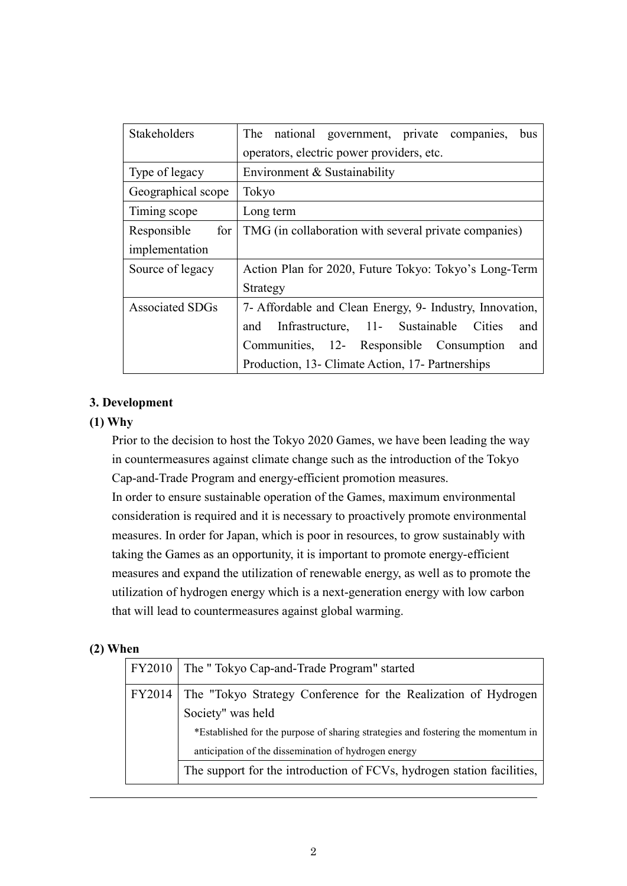| Stakeholders | The national government, private companies, bus operators, electric power providers, etc. |
|---|---|
| Type of legacy | Environment & Sustainability |
| Geographical scope | Tokyo |
| Timing scope | Long term |
| Responsible for implementation | TMG (in collaboration with several private companies) |
| Source of legacy | Action Plan for 2020, Future Tokyo: Tokyo's Long-Term Strategy |
| Associated SDGs | 7- Affordable and Clean Energy, 9- Industry, Innovation, and Infrastructure, 11- Sustainable Cities and Communities, 12- Responsible Consumption and Production, 13- Climate Action, 17- Partnerships |

**3. Development**

**(1) Why**

Prior to the decision to host the Tokyo 2020 Games, we have been leading the way in countermeasures against climate change such as the introduction of the Tokyo Cap-and-Trade Program and energy-efficient promotion measures.
In order to ensure sustainable operation of the Games, maximum environmental consideration is required and it is necessary to proactively promote environmental measures. In order for Japan, which is poor in resources, to grow sustainably with taking the Games as an opportunity, it is important to promote energy-efficient measures and expand the utilization of renewable energy, as well as to promote the utilization of hydrogen energy which is a next-generation energy with low carbon that will lead to countermeasures against global warming.

**(2) When**

| FY2010 | The " Tokyo Cap-and-Trade Program" started |
|---|---|
| FY2014 | The "Tokyo Strategy Conference for the Realization of Hydrogen Society" was held<br>*Established for the purpose of sharing strategies and fostering the momentum in anticipation of the dissemination of hydrogen energy |
| | The support for the introduction of FCVs, hydrogen station facilities, |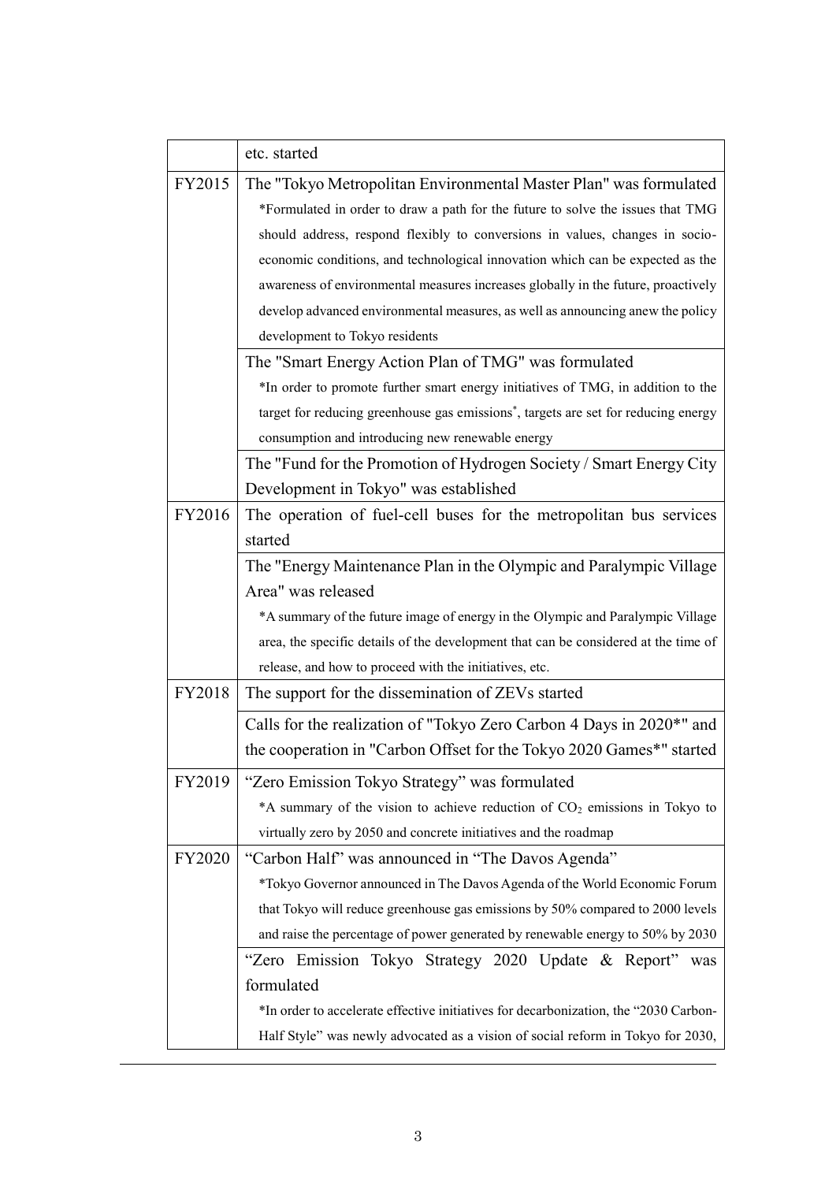| | |
|---|---|
| | etc. started |
| FY2015 | The "Tokyo Metropolitan Environmental Master Plan" was formulated<br>*Formulated in order to draw a path for the future to solve the issues that TMG should address, respond flexibly to conversions in values, changes in socio-economic conditions, and technological innovation which can be expected as the awareness of environmental measures increases globally in the future, proactively develop advanced environmental measures, as well as announcing anew the policy development to Tokyo residents |
| | The "Smart Energy Action Plan of TMG" was formulated<br>*In order to promote further smart energy initiatives of TMG, in addition to the target for reducing greenhouse gas emissions*, targets are set for reducing energy consumption and introducing new renewable energy |
| | The "Fund for the Promotion of Hydrogen Society / Smart Energy City Development in Tokyo" was established |
| FY2016 | The operation of fuel-cell buses for the metropolitan bus services started |
| | The "Energy Maintenance Plan in the Olympic and Paralympic Village Area" was released<br>*A summary of the future image of energy in the Olympic and Paralympic Village area, the specific details of the development that can be considered at the time of release, and how to proceed with the initiatives, etc. |
| FY2018 | The support for the dissemination of ZEVs started |
| | Calls for the realization of "Tokyo Zero Carbon 4 Days in 2020*" and the cooperation in "Carbon Offset for the Tokyo 2020 Games*" started |
| FY2019 | "Zero Emission Tokyo Strategy" was formulated<br>*A summary of the vision to achieve reduction of $CO_2$ emissions in Tokyo to virtually zero by 2050 and concrete initiatives and the roadmap |
| FY2020 | "Carbon Half" was announced in "The Davos Agenda"<br>*Tokyo Governor announced in The Davos Agenda of the World Economic Forum that Tokyo will reduce greenhouse gas emissions by 50% compared to 2000 levels and raise the percentage of power generated by renewable energy to 50% by 2030 |
| | "Zero Emission Tokyo Strategy 2020 Update & Report" was formulated<br>*In order to accelerate effective initiatives for decarbonization, the "2030 Carbon-Half Style" was newly advocated as a vision of social reform in Tokyo for 2030, |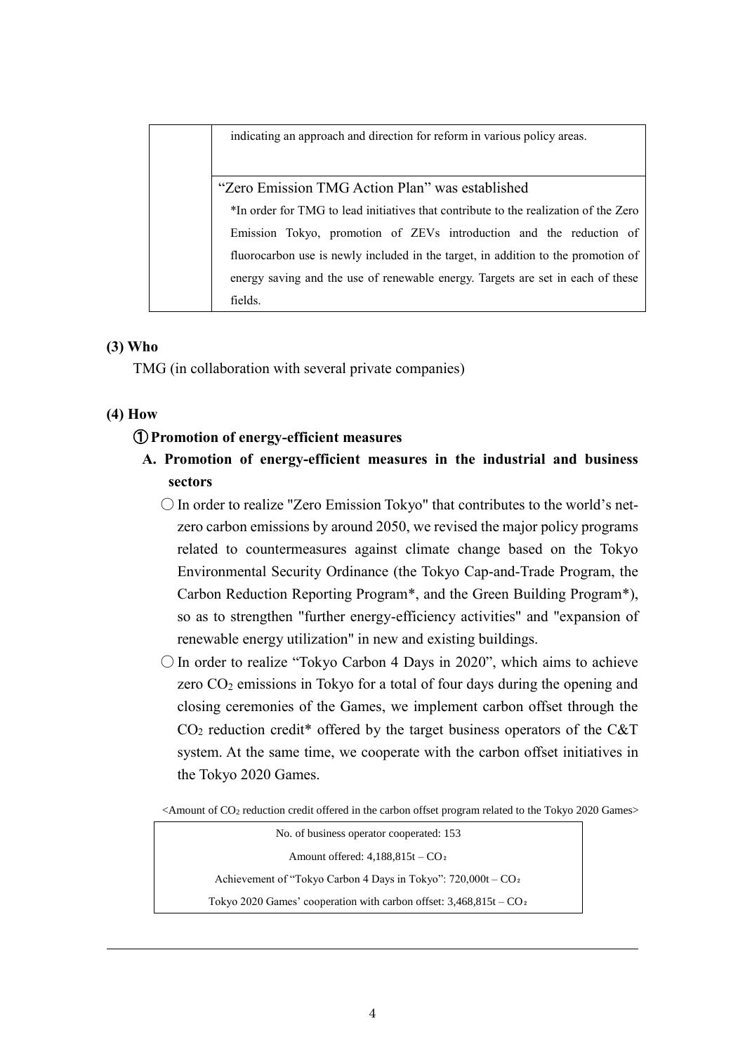| | |
|---|---|
| | indicating an approach and direction for reform in various policy areas. |
| | "Zero Emission TMG Action Plan" was established<br>*In order for TMG to lead initiatives that contribute to the realization of the Zero Emission Tokyo, promotion of ZEVs introduction and the reduction of fluorocarbon use is newly included in the target, in addition to the promotion of energy saving and the use of renewable energy. Targets are set in each of these fields. |

**(3) Who**

TMG (in collaboration with several private companies)

**(4) How**

**① Promotion of energy-efficient measures**

**A. Promotion of energy-efficient measures in the industrial and business sectors**

○ In order to realize "Zero Emission Tokyo" that contributes to the world's net-zero carbon emissions by around 2050, we revised the major policy programs related to countermeasures against climate change based on the Tokyo Environmental Security Ordinance (the Tokyo Cap-and-Trade Program, the Carbon Reduction Reporting Program*, and the Green Building Program*), so as to strengthen "further energy-efficiency activities" and "expansion of renewable energy utilization" in new and existing buildings.

○ In order to realize "Tokyo Carbon 4 Days in 2020", which aims to achieve zero $CO_2$ emissions in Tokyo for a total of four days during the opening and closing ceremonies of the Games, we implement carbon offset through the $CO_2$ reduction credit* offered by the target business operators of the C&T system. At the same time, we cooperate with the carbon offset initiatives in the Tokyo 2020 Games.

<Amount of $CO_2$ reduction credit offered in the carbon offset program related to the Tokyo 2020 Games>

| |
|---|
| No. of business operator cooperated: 153 |
| Amount offered: 4,188,815t – $CO_2$ |
| Achievement of "Tokyo Carbon 4 Days in Tokyo": 720,000t – $CO_2$ |
| Tokyo 2020 Games' cooperation with carbon offset: 3,468,815t – $CO_2$ |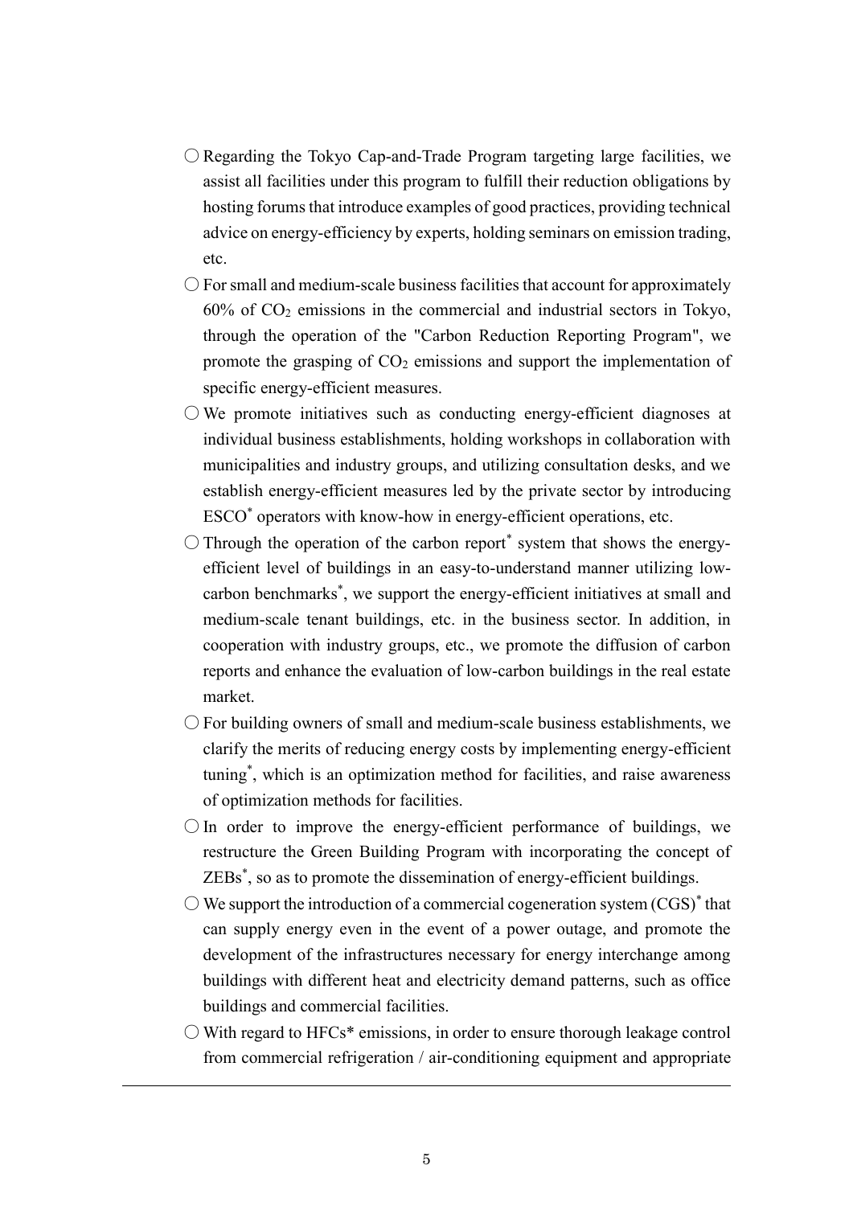○ Regarding the Tokyo Cap-and-Trade Program targeting large facilities, we assist all facilities under this program to fulfill their reduction obligations by hosting forums that introduce examples of good practices, providing technical advice on energy-efficiency by experts, holding seminars on emission trading, etc.

○ For small and medium-scale business facilities that account for approximately 60% of $CO_2$ emissions in the commercial and industrial sectors in Tokyo, through the operation of the "Carbon Reduction Reporting Program", we promote the grasping of $CO_2$ emissions and support the implementation of specific energy-efficient measures.

○ We promote initiatives such as conducting energy-efficient diagnoses at individual business establishments, holding workshops in collaboration with municipalities and industry groups, and utilizing consultation desks, and we establish energy-efficient measures led by the private sector by introducing ESCO* operators with know-how in energy-efficient operations, etc.

○ Through the operation of the carbon report* system that shows the energy-efficient level of buildings in an easy-to-understand manner utilizing low-carbon benchmarks*, we support the energy-efficient initiatives at small and medium-scale tenant buildings, etc. in the business sector. In addition, in cooperation with industry groups, etc., we promote the diffusion of carbon reports and enhance the evaluation of low-carbon buildings in the real estate market.

○ For building owners of small and medium-scale business establishments, we clarify the merits of reducing energy costs by implementing energy-efficient tuning*, which is an optimization method for facilities, and raise awareness of optimization methods for facilities.

○ In order to improve the energy-efficient performance of buildings, we restructure the Green Building Program with incorporating the concept of ZEBs*, so as to promote the dissemination of energy-efficient buildings.

○ We support the introduction of a commercial cogeneration system (CGS)* that can supply energy even in the event of a power outage, and promote the development of the infrastructures necessary for energy interchange among buildings with different heat and electricity demand patterns, such as office buildings and commercial facilities.

○ With regard to HFCs* emissions, in order to ensure thorough leakage control from commercial refrigeration / air-conditioning equipment and appropriate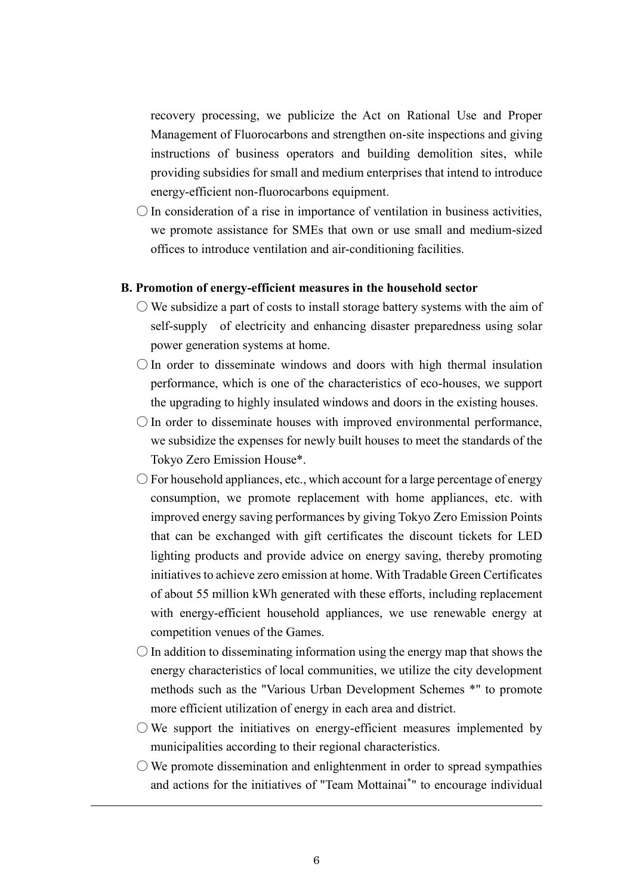recovery processing, we publicize the Act on Rational Use and Proper Management of Fluorocarbons and strengthen on-site inspections and giving instructions of business operators and building demolition sites, while providing subsidies for small and medium enterprises that intend to introduce energy-efficient non-fluorocarbons equipment.

○ In consideration of a rise in importance of ventilation in business activities, we promote assistance for SMEs that own or use small and medium-sized offices to introduce ventilation and air-conditioning facilities.

**B. Promotion of energy-efficient measures in the household sector**

○ We subsidize a part of costs to install storage battery systems with the aim of self-supply of electricity and enhancing disaster preparedness using solar power generation systems at home.

○ In order to disseminate windows and doors with high thermal insulation performance, which is one of the characteristics of eco-houses, we support the upgrading to highly insulated windows and doors in the existing houses.

○ In order to disseminate houses with improved environmental performance, we subsidize the expenses for newly built houses to meet the standards of the Tokyo Zero Emission House*.

○ For household appliances, etc., which account for a large percentage of energy consumption, we promote replacement with home appliances, etc. with improved energy saving performances by giving Tokyo Zero Emission Points that can be exchanged with gift certificates the discount tickets for LED lighting products and provide advice on energy saving, thereby promoting initiatives to achieve zero emission at home. With Tradable Green Certificates of about 55 million kWh generated with these efforts, including replacement with energy-efficient household appliances, we use renewable energy at competition venues of the Games.

○ In addition to disseminating information using the energy map that shows the energy characteristics of local communities, we utilize the city development methods such as the "Various Urban Development Schemes *" to promote more efficient utilization of energy in each area and district.

○ We support the initiatives on energy-efficient measures implemented by municipalities according to their regional characteristics.

○ We promote dissemination and enlightenment in order to spread sympathies and actions for the initiatives of "Team Mottainai*" to encourage individual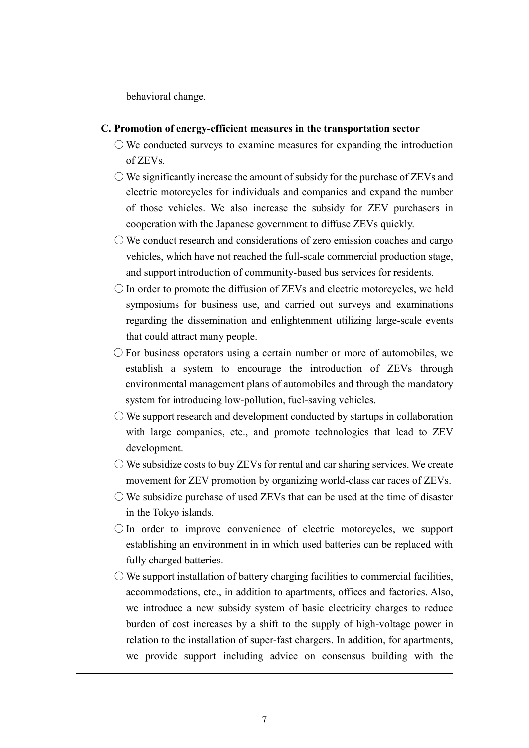behavioral change.

**C. Promotion of energy-efficient measures in the transportation sector**

○ We conducted surveys to examine measures for expanding the introduction of ZEVs.

○ We significantly increase the amount of subsidy for the purchase of ZEVs and electric motorcycles for individuals and companies and expand the number of those vehicles. We also increase the subsidy for ZEV purchasers in cooperation with the Japanese government to diffuse ZEVs quickly.

○ We conduct research and considerations of zero emission coaches and cargo vehicles, which have not reached the full-scale commercial production stage, and support introduction of community-based bus services for residents.

○ In order to promote the diffusion of ZEVs and electric motorcycles, we held symposiums for business use, and carried out surveys and examinations regarding the dissemination and enlightenment utilizing large-scale events that could attract many people.

○ For business operators using a certain number or more of automobiles, we establish a system to encourage the introduction of ZEVs through environmental management plans of automobiles and through the mandatory system for introducing low-pollution, fuel-saving vehicles.

○ We support research and development conducted by startups in collaboration with large companies, etc., and promote technologies that lead to ZEV development.

○ We subsidize costs to buy ZEVs for rental and car sharing services. We create movement for ZEV promotion by organizing world-class car races of ZEVs.

○ We subsidize purchase of used ZEVs that can be used at the time of disaster in the Tokyo islands.

○ In order to improve convenience of electric motorcycles, we support establishing an environment in in which used batteries can be replaced with fully charged batteries.

○ We support installation of battery charging facilities to commercial facilities, accommodations, etc., in addition to apartments, offices and factories. Also, we introduce a new subsidy system of basic electricity charges to reduce burden of cost increases by a shift to the supply of high-voltage power in relation to the installation of super-fast chargers. In addition, for apartments, we provide support including advice on consensus building with the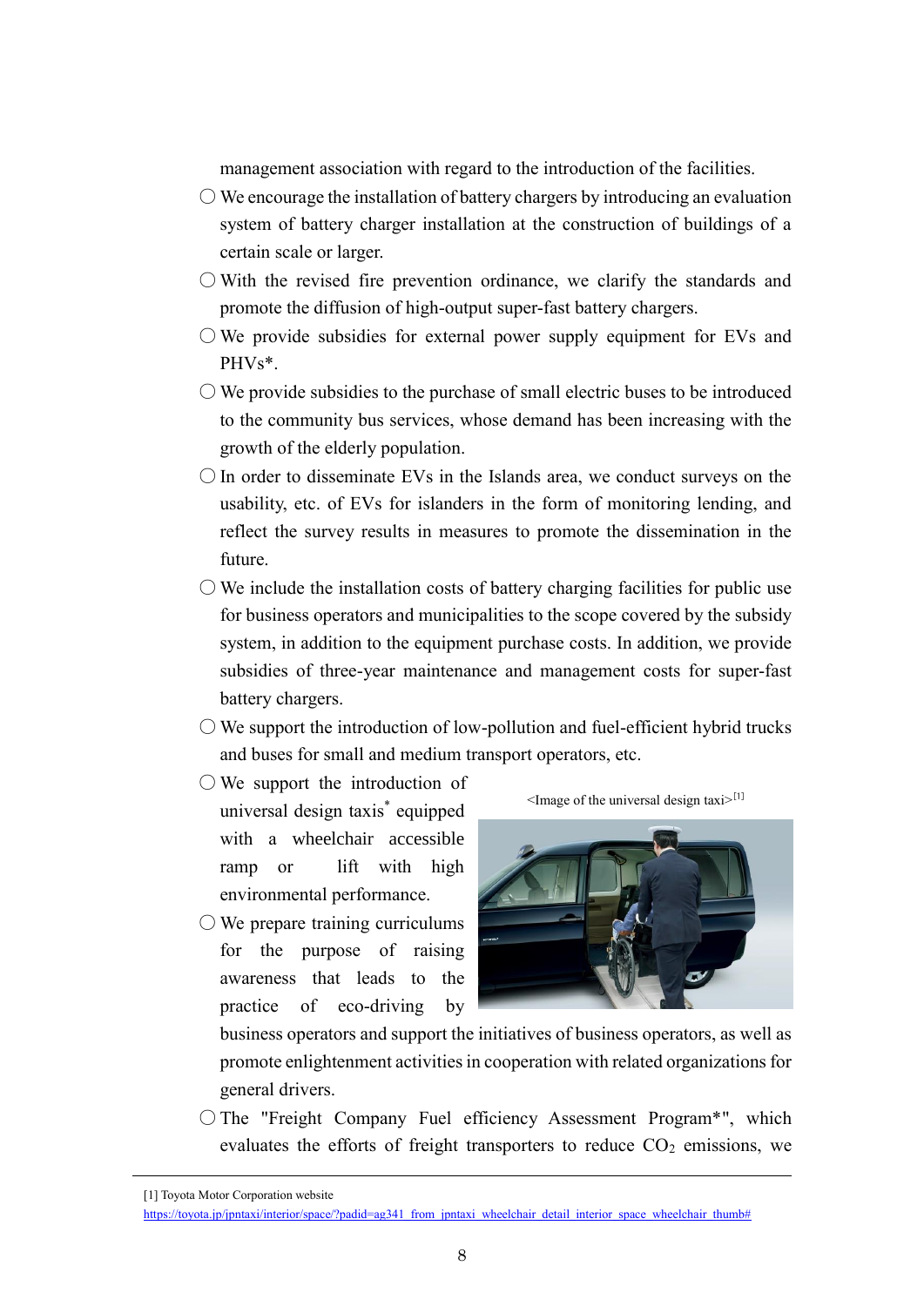management association with regard to the introduction of the facilities.

- ○ We encourage the installation of battery chargers by introducing an evaluation system of battery charger installation at the construction of buildings of a certain scale or larger.
- ○ With the revised fire prevention ordinance, we clarify the standards and promote the diffusion of high-output super-fast battery chargers.
- ○ We provide subsidies for external power supply equipment for EVs and PHVs*.
- ○ We provide subsidies to the purchase of small electric buses to be introduced to the community bus services, whose demand has been increasing with the growth of the elderly population.
- ○ In order to disseminate EVs in the Islands area, we conduct surveys on the usability, etc. of EVs for islanders in the form of monitoring lending, and reflect the survey results in measures to promote the dissemination in the future.
- ○ We include the installation costs of battery charging facilities for public use for business operators and municipalities to the scope covered by the subsidy system, in addition to the equipment purchase costs. In addition, we provide subsidies of three-year maintenance and management costs for super-fast battery chargers.
- ○ We support the introduction of low-pollution and fuel-efficient hybrid trucks and buses for small and medium transport operators, etc.
- ○ We support the introduction of universal design taxis* equipped with a wheelchair accessible ramp or lift with high environmental performance.

<Image of the universal design taxi>[1]

- ○ We prepare training curriculums for the purpose of raising awareness that leads to the practice of eco-driving by business operators and support the initiatives of business operators, as well as promote enlightenment activities in cooperation with related organizations for general drivers.
- ○ The "Freight Company Fuel efficiency Assessment Program*", which evaluates the efforts of freight transporters to reduce $CO_2$ emissions, we

---

[1] Toyota Motor Corporation website
https://toyota.jp/jpntaxi/interior/space/?padid=ag341_from_jpntaxi_wheelchair_detail_interior_space_wheelchair_thumb#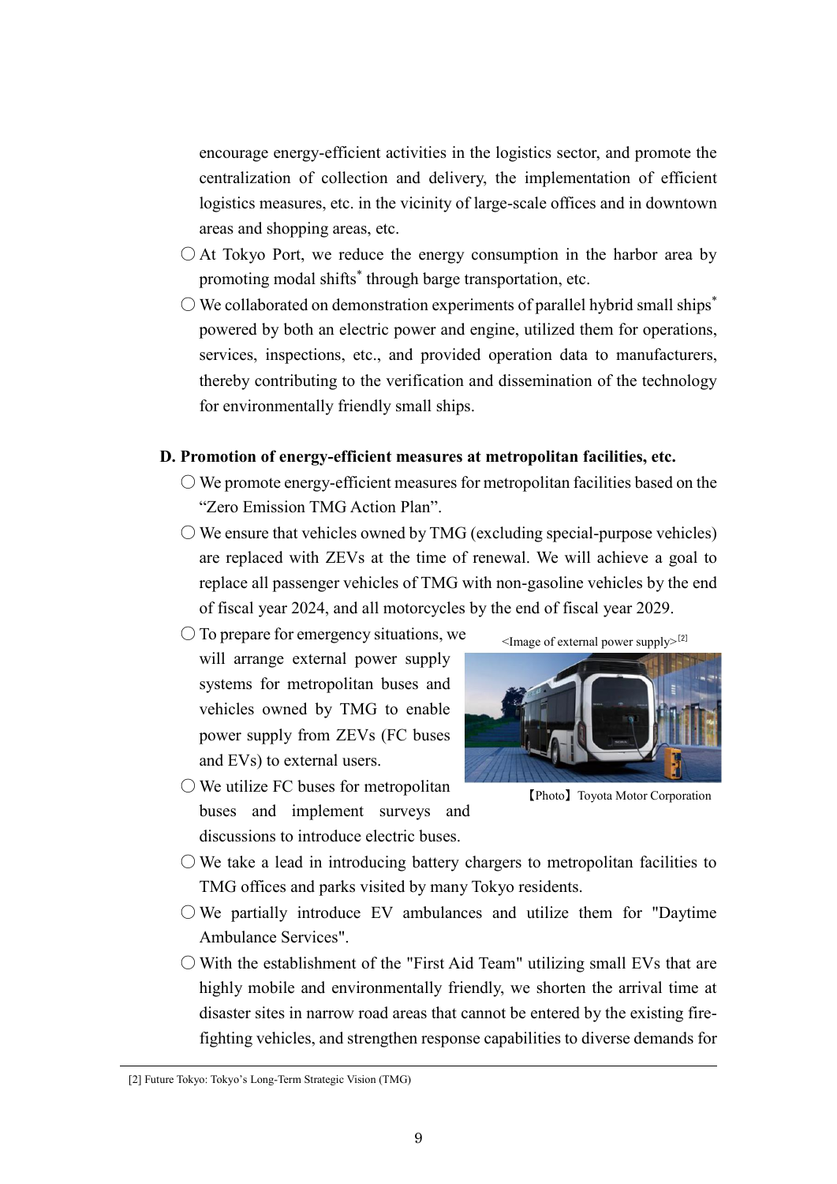encourage energy-efficient activities in the logistics sector, and promote the centralization of collection and delivery, the implementation of efficient logistics measures, etc. in the vicinity of large-scale offices and in downtown areas and shopping areas, etc.

- ○ At Tokyo Port, we reduce the energy consumption in the harbor area by promoting modal shifts* through barge transportation, etc.
- ○ We collaborated on demonstration experiments of parallel hybrid small ships* powered by both an electric power and engine, utilized them for operations, services, inspections, etc., and provided operation data to manufacturers, thereby contributing to the verification and dissemination of the technology for environmentally friendly small ships.

**D. Promotion of energy-efficient measures at metropolitan facilities, etc.**

- ○ We promote energy-efficient measures for metropolitan facilities based on the "Zero Emission TMG Action Plan".
- ○ We ensure that vehicles owned by TMG (excluding special-purpose vehicles) are replaced with ZEVs at the time of renewal. We will achieve a goal to replace all passenger vehicles of TMG with non-gasoline vehicles by the end of fiscal year 2024, and all motorcycles by the end of fiscal year 2029.
- ○ To prepare for emergency situations, we will arrange external power supply systems for metropolitan buses and vehicles owned by TMG to enable power supply from ZEVs (FC buses and EVs) to external users.

<Image of external power supply>[2]

【Photo】Toyota Motor Corporation

- ○ We utilize FC buses for metropolitan buses and implement surveys and discussions to introduce electric buses.
- ○ We take a lead in introducing battery chargers to metropolitan facilities to TMG offices and parks visited by many Tokyo residents.
- ○ We partially introduce EV ambulances and utilize them for "Daytime Ambulance Services".
- ○ With the establishment of the "First Aid Team" utilizing small EVs that are highly mobile and environmentally friendly, we shorten the arrival time at disaster sites in narrow road areas that cannot be entered by the existing fire-fighting vehicles, and strengthen response capabilities to diverse demands for

[2] Future Tokyo: Tokyo's Long-Term Strategic Vision (TMG)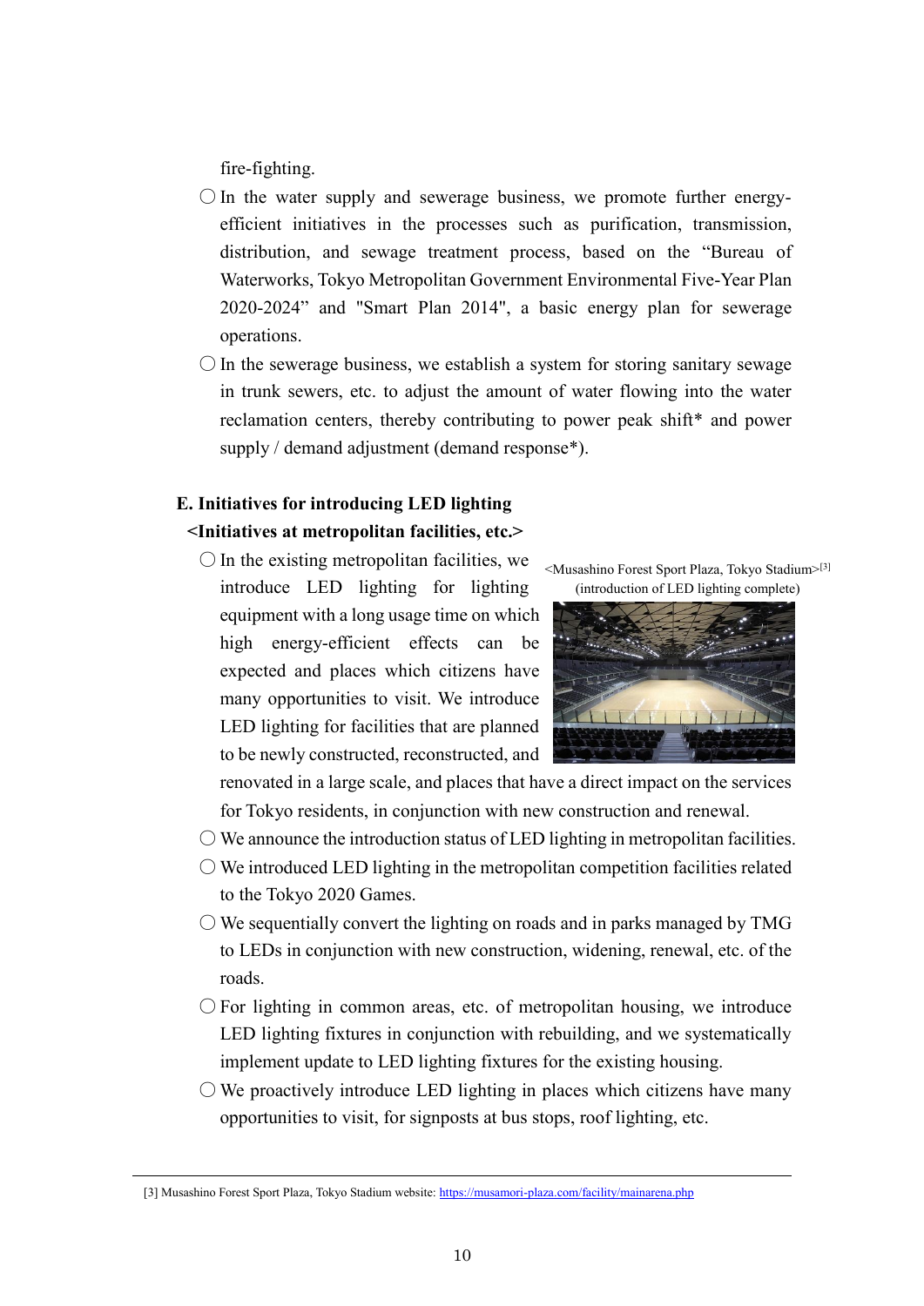fire-fighting.

- ○ In the water supply and sewerage business, we promote further energy-efficient initiatives in the processes such as purification, transmission, distribution, and sewage treatment process, based on the "Bureau of Waterworks, Tokyo Metropolitan Government Environmental Five-Year Plan 2020-2024" and "Smart Plan 2014", a basic energy plan for sewerage operations.
- ○ In the sewerage business, we establish a system for storing sanitary sewage in trunk sewers, etc. to adjust the amount of water flowing into the water reclamation centers, thereby contributing to power peak shift* and power supply / demand adjustment (demand response*).

### E. Initiatives for introducing LED lighting

#### <Initiatives at metropolitan facilities, etc.>

- ○ In the existing metropolitan facilities, we introduce LED lighting for lighting equipment with a long usage time on which high energy-efficient effects can be expected and places which citizens have many opportunities to visit. We introduce LED lighting for facilities that are planned to be newly constructed, reconstructed, and renovated in a large scale, and places that have a direct impact on the services for Tokyo residents, in conjunction with new construction and renewal.

<Musashino Forest Sport Plaza, Tokyo Stadium>[3]
(introduction of LED lighting complete)

- ○ We announce the introduction status of LED lighting in metropolitan facilities.
- ○ We introduced LED lighting in the metropolitan competition facilities related to the Tokyo 2020 Games.
- ○ We sequentially convert the lighting on roads and in parks managed by TMG to LEDs in conjunction with new construction, widening, renewal, etc. of the roads.
- ○ For lighting in common areas, etc. of metropolitan housing, we introduce LED lighting fixtures in conjunction with rebuilding, and we systematically implement update to LED lighting fixtures for the existing housing.
- ○ We proactively introduce LED lighting in places which citizens have many opportunities to visit, for signposts at bus stops, roof lighting, etc.

---

[3] Musashino Forest Sport Plaza, Tokyo Stadium website: https://musamori-plaza.com/facility/mainarena.php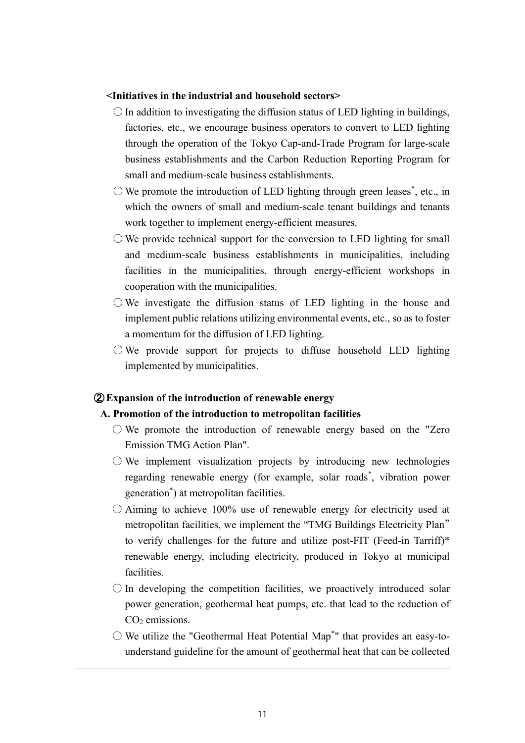**<Initiatives in the industrial and household sectors>**

- ○ In addition to investigating the diffusion status of LED lighting in buildings, factories, etc., we encourage business operators to convert to LED lighting through the operation of the Tokyo Cap-and-Trade Program for large-scale business establishments and the Carbon Reduction Reporting Program for small and medium-scale business establishments.
- ○ We promote the introduction of LED lighting through green leases*, etc., in which the owners of small and medium-scale tenant buildings and tenants work together to implement energy-efficient measures.
- ○ We provide technical support for the conversion to LED lighting for small and medium-scale business establishments in municipalities, including facilities in the municipalities, through energy-efficient workshops in cooperation with the municipalities.
- ○ We investigate the diffusion status of LED lighting in the house and implement public relations utilizing environmental events, etc., so as to foster a momentum for the diffusion of LED lighting.
- ○ We provide support for projects to diffuse household LED lighting implemented by municipalities.

### ② Expansion of the introduction of renewable energy

**A. Promotion of the introduction to metropolitan facilities**

- ○ We promote the introduction of renewable energy based on the "Zero Emission TMG Action Plan".
- ○ We implement visualization projects by introducing new technologies regarding renewable energy (for example, solar roads*, vibration power generation*) at metropolitan facilities.
- ○ Aiming to achieve 100% use of renewable energy for electricity used at metropolitan facilities, we implement the "TMG Buildings Electricity Plan" to verify challenges for the future and utilize post-FIT (Feed-in Tarriff)* renewable energy, including electricity, produced in Tokyo at municipal facilities.
- ○ In developing the competition facilities, we proactively introduced solar power generation, geothermal heat pumps, etc. that lead to the reduction of $CO_2$ emissions.
- ○ We utilize the "Geothermal Heat Potential Map*" that provides an easy-to-understand guideline for the amount of geothermal heat that can be collected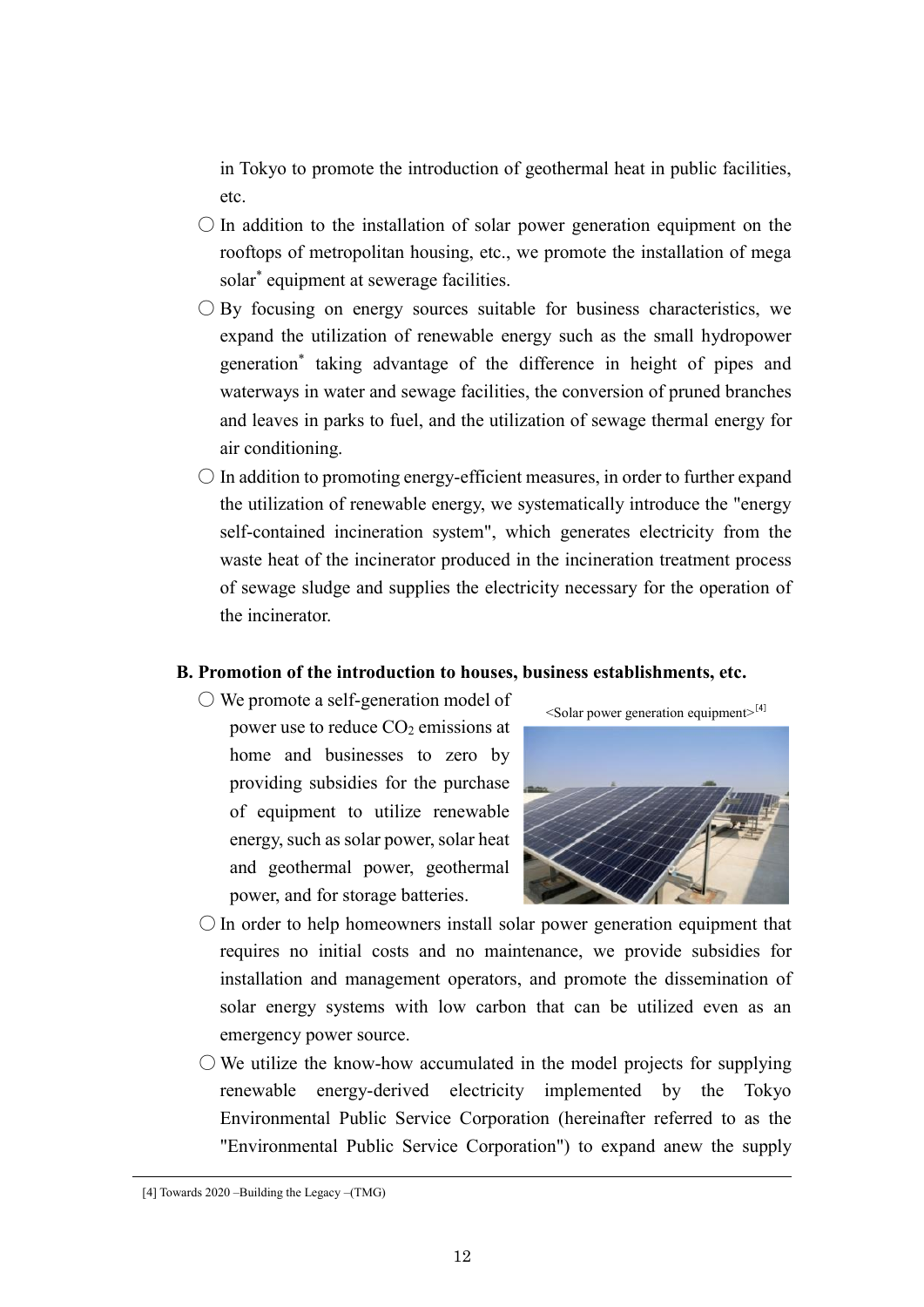in Tokyo to promote the introduction of geothermal heat in public facilities, etc.

○ In addition to the installation of solar power generation equipment on the rooftops of metropolitan housing, etc., we promote the installation of mega solar* equipment at sewerage facilities.

○ By focusing on energy sources suitable for business characteristics, we expand the utilization of renewable energy such as the small hydropower generation* taking advantage of the difference in height of pipes and waterways in water and sewage facilities, the conversion of pruned branches and leaves in parks to fuel, and the utilization of sewage thermal energy for air conditioning.

○ In addition to promoting energy-efficient measures, in order to further expand the utilization of renewable energy, we systematically introduce the "energy self-contained incineration system", which generates electricity from the waste heat of the incinerator produced in the incineration treatment process of sewage sludge and supplies the electricity necessary for the operation of the incinerator.

**B. Promotion of the introduction to houses, business establishments, etc.**

○ We promote a self-generation model of power use to reduce $CO_2$ emissions at home and businesses to zero by providing subsidies for the purchase of equipment to utilize renewable energy, such as solar power, solar heat and geothermal power, geothermal power, and for storage batteries.

<Solar power generation equipment>[4]

○ In order to help homeowners install solar power generation equipment that requires no initial costs and no maintenance, we provide subsidies for installation and management operators, and promote the dissemination of solar energy systems with low carbon that can be utilized even as an emergency power source.

○ We utilize the know-how accumulated in the model projects for supplying renewable energy-derived electricity implemented by the Tokyo Environmental Public Service Corporation (hereinafter referred to as the "Environmental Public Service Corporation") to expand anew the supply

[4] Towards 2020 –Building the Legacy –(TMG)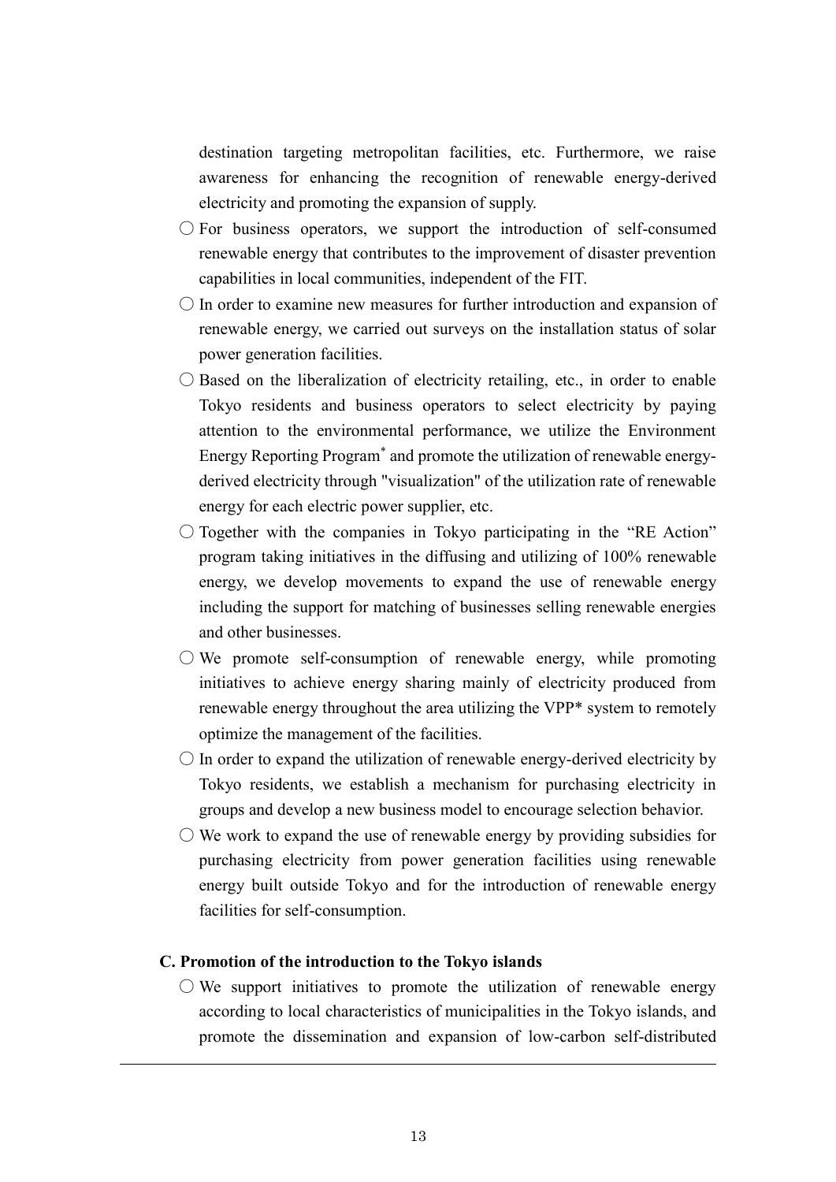destination targeting metropolitan facilities, etc. Furthermore, we raise awareness for enhancing the recognition of renewable energy-derived electricity and promoting the expansion of supply.

○ For business operators, we support the introduction of self-consumed renewable energy that contributes to the improvement of disaster prevention capabilities in local communities, independent of the FIT.

○ In order to examine new measures for further introduction and expansion of renewable energy, we carried out surveys on the installation status of solar power generation facilities.

○ Based on the liberalization of electricity retailing, etc., in order to enable Tokyo residents and business operators to select electricity by paying attention to the environmental performance, we utilize the Environment Energy Reporting Program* and promote the utilization of renewable energy-derived electricity through "visualization" of the utilization rate of renewable energy for each electric power supplier, etc.

○ Together with the companies in Tokyo participating in the "RE Action" program taking initiatives in the diffusing and utilizing of 100% renewable energy, we develop movements to expand the use of renewable energy including the support for matching of businesses selling renewable energies and other businesses.

○ We promote self-consumption of renewable energy, while promoting initiatives to achieve energy sharing mainly of electricity produced from renewable energy throughout the area utilizing the VPP* system to remotely optimize the management of the facilities.

○ In order to expand the utilization of renewable energy-derived electricity by Tokyo residents, we establish a mechanism for purchasing electricity in groups and develop a new business model to encourage selection behavior.

○ We work to expand the use of renewable energy by providing subsidies for purchasing electricity from power generation facilities using renewable energy built outside Tokyo and for the introduction of renewable energy facilities for self-consumption.

**C. Promotion of the introduction to the Tokyo islands**

○ We support initiatives to promote the utilization of renewable energy according to local characteristics of municipalities in the Tokyo islands, and promote the dissemination and expansion of low-carbon self-distributed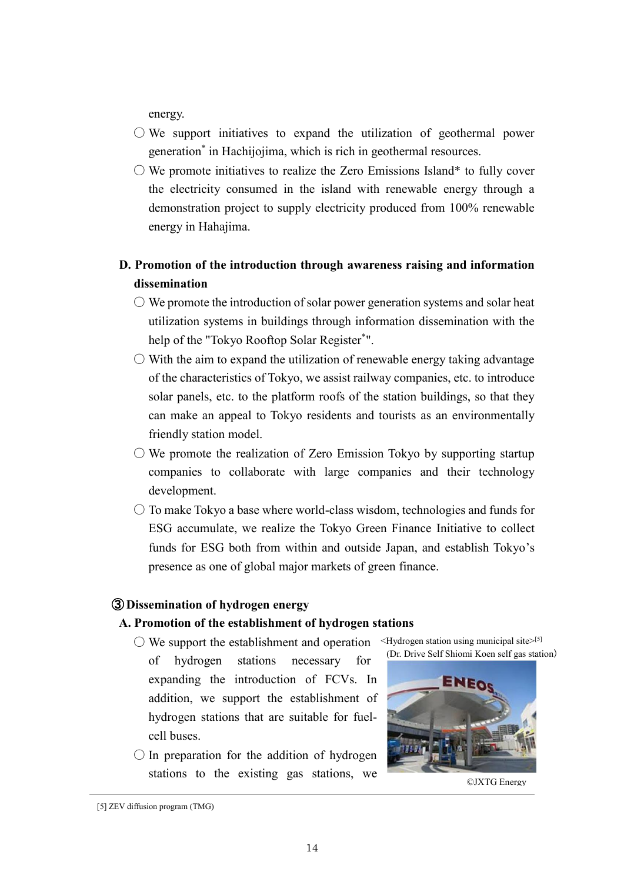energy.

- ○ We support initiatives to expand the utilization of geothermal power generation* in Hachijojima, which is rich in geothermal resources.
- ○ We promote initiatives to realize the Zero Emissions Island* to fully cover the electricity consumed in the island with renewable energy through a demonstration project to supply electricity produced from 100% renewable energy in Hahajima.

**D. Promotion of the introduction through awareness raising and information dissemination**

- ○ We promote the introduction of solar power generation systems and solar heat utilization systems in buildings through information dissemination with the help of the "Tokyo Rooftop Solar Register*".
- ○ With the aim to expand the utilization of renewable energy taking advantage of the characteristics of Tokyo, we assist railway companies, etc. to introduce solar panels, etc. to the platform roofs of the station buildings, so that they can make an appeal to Tokyo residents and tourists as an environmentally friendly station model.
- ○ We promote the realization of Zero Emission Tokyo by supporting startup companies to collaborate with large companies and their technology development.
- ○ To make Tokyo a base where world-class wisdom, technologies and funds for ESG accumulate, we realize the Tokyo Green Finance Initiative to collect funds for ESG both from within and outside Japan, and establish Tokyo's presence as one of global major markets of green finance.

### ③ Dissemination of hydrogen energy

**A. Promotion of the establishment of hydrogen stations**

- ○ We support the establishment and operation of hydrogen stations necessary for expanding the introduction of FCVs. In addition, we support the establishment of hydrogen stations that are suitable for fuel-cell buses.
- ○ In preparation for the addition of hydrogen stations to the existing gas stations, we

<Hydrogen station using municipal site>[5]
(Dr. Drive Self Shiomi Koen self gas station)

©JXTG Energy

[5] ZEV diffusion program (TMG)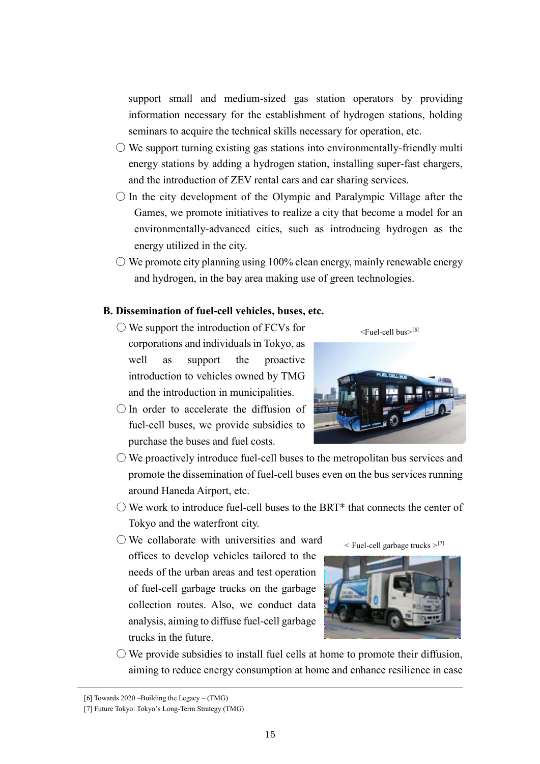support small and medium-sized gas station operators by providing information necessary for the establishment of hydrogen stations, holding seminars to acquire the technical skills necessary for operation, etc.

○ We support turning existing gas stations into environmentally-friendly multi energy stations by adding a hydrogen station, installing super-fast chargers, and the introduction of ZEV rental cars and car sharing services.

○ In the city development of the Olympic and Paralympic Village after the Games, we promote initiatives to realize a city that become a model for an environmentally-advanced cities, such as introducing hydrogen as the energy utilized in the city.

○ We promote city planning using 100% clean energy, mainly renewable energy and hydrogen, in the bay area making use of green technologies.

**B. Dissemination of fuel-cell vehicles, buses, etc.**

○ We support the introduction of FCVs for corporations and individuals in Tokyo, as well as support the proactive introduction to vehicles owned by TMG and the introduction in municipalities.

<Fuel-cell bus>[6]

○ In order to accelerate the diffusion of fuel-cell buses, we provide subsidies to purchase the buses and fuel costs.

○ We proactively introduce fuel-cell buses to the metropolitan bus services and promote the dissemination of fuel-cell buses even on the bus services running around Haneda Airport, etc.

○ We work to introduce fuel-cell buses to the BRT* that connects the center of Tokyo and the waterfront city.

○ We collaborate with universities and ward offices to develop vehicles tailored to the needs of the urban areas and test operation of fuel-cell garbage trucks on the garbage collection routes. Also, we conduct data analysis, aiming to diffuse fuel-cell garbage trucks in the future.

< Fuel-cell garbage trucks >[7]

○ We provide subsidies to install fuel cells at home to promote their diffusion, aiming to reduce energy consumption at home and enhance resilience in case

---

[6] Towards 2020 –Building the Legacy – (TMG)

[7] Future Tokyo: Tokyo's Long-Term Strategy (TMG)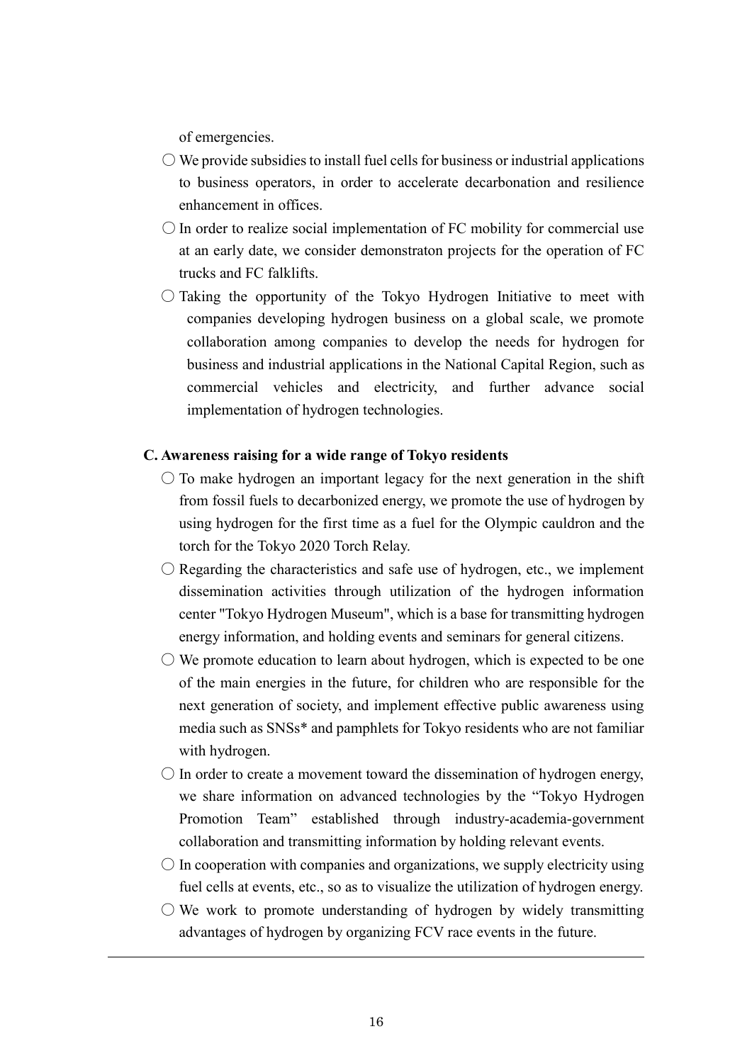of emergencies.

- ○ We provide subsidies to install fuel cells for business or industrial applications to business operators, in order to accelerate decarbonation and resilience enhancement in offices.
- ○ In order to realize social implementation of FC mobility for commercial use at an early date, we consider demonstraton projects for the operation of FC trucks and FC falklifts.
- ○ Taking the opportunity of the Tokyo Hydrogen Initiative to meet with companies developing hydrogen business on a global scale, we promote collaboration among companies to develop the needs for hydrogen for business and industrial applications in the National Capital Region, such as commercial vehicles and electricity, and further advance social implementation of hydrogen technologies.

**C. Awareness raising for a wide range of Tokyo residents**

- ○ To make hydrogen an important legacy for the next generation in the shift from fossil fuels to decarbonized energy, we promote the use of hydrogen by using hydrogen for the first time as a fuel for the Olympic cauldron and the torch for the Tokyo 2020 Torch Relay.
- ○ Regarding the characteristics and safe use of hydrogen, etc., we implement dissemination activities through utilization of the hydrogen information center "Tokyo Hydrogen Museum", which is a base for transmitting hydrogen energy information, and holding events and seminars for general citizens.
- ○ We promote education to learn about hydrogen, which is expected to be one of the main energies in the future, for children who are responsible for the next generation of society, and implement effective public awareness using media such as SNSs* and pamphlets for Tokyo residents who are not familiar with hydrogen.
- ○ In order to create a movement toward the dissemination of hydrogen energy, we share information on advanced technologies by the "Tokyo Hydrogen Promotion Team" established through industry-academia-government collaboration and transmitting information by holding relevant events.
- ○ In cooperation with companies and organizations, we supply electricity using fuel cells at events, etc., so as to visualize the utilization of hydrogen energy.
- ○ We work to promote understanding of hydrogen by widely transmitting advantages of hydrogen by organizing FCV race events in the future.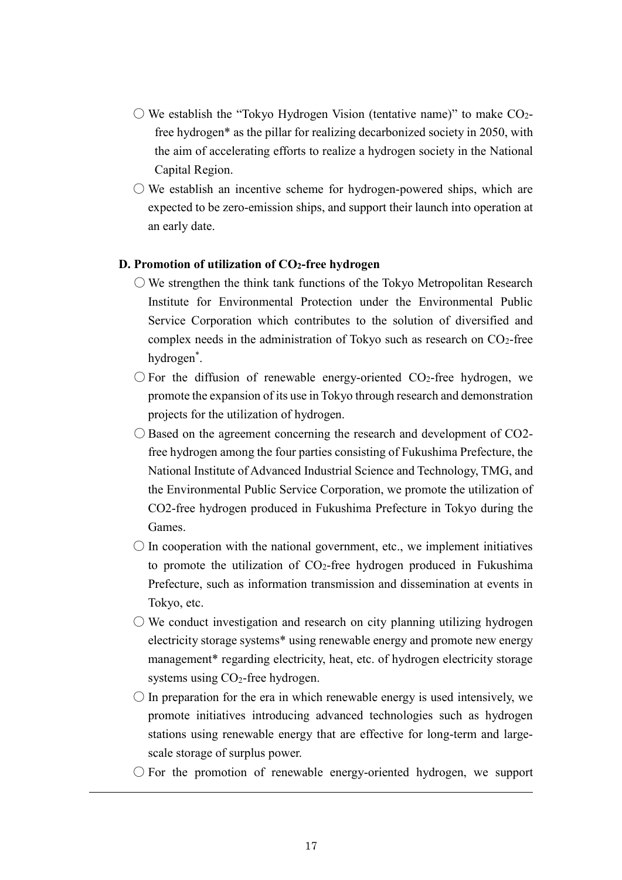- ○ We establish the "Tokyo Hydrogen Vision (tentative name)" to make $CO_2$-free hydrogen* as the pillar for realizing decarbonized society in 2050, with the aim of accelerating efforts to realize a hydrogen society in the National Capital Region.
- ○ We establish an incentive scheme for hydrogen-powered ships, which are expected to be zero-emission ships, and support their launch into operation at an early date.

#### D. Promotion of utilization of $CO_2$-free hydrogen

- ○ We strengthen the think tank functions of the Tokyo Metropolitan Research Institute for Environmental Protection under the Environmental Public Service Corporation which contributes to the solution of diversified and complex needs in the administration of Tokyo such as research on $CO_2$-free hydrogen*.
- ○ For the diffusion of renewable energy-oriented $CO_2$-free hydrogen, we promote the expansion of its use in Tokyo through research and demonstration projects for the utilization of hydrogen.
- ○ Based on the agreement concerning the research and development of CO2-free hydrogen among the four parties consisting of Fukushima Prefecture, the National Institute of Advanced Industrial Science and Technology, TMG, and the Environmental Public Service Corporation, we promote the utilization of CO2-free hydrogen produced in Fukushima Prefecture in Tokyo during the Games.
- ○ In cooperation with the national government, etc., we implement initiatives to promote the utilization of $CO_2$-free hydrogen produced in Fukushima Prefecture, such as information transmission and dissemination at events in Tokyo, etc.
- ○ We conduct investigation and research on city planning utilizing hydrogen electricity storage systems* using renewable energy and promote new energy management* regarding electricity, heat, etc. of hydrogen electricity storage systems using $CO_2$-free hydrogen.
- ○ In preparation for the era in which renewable energy is used intensively, we promote initiatives introducing advanced technologies such as hydrogen stations using renewable energy that are effective for long-term and large-scale storage of surplus power.
- ○ For the promotion of renewable energy-oriented hydrogen, we support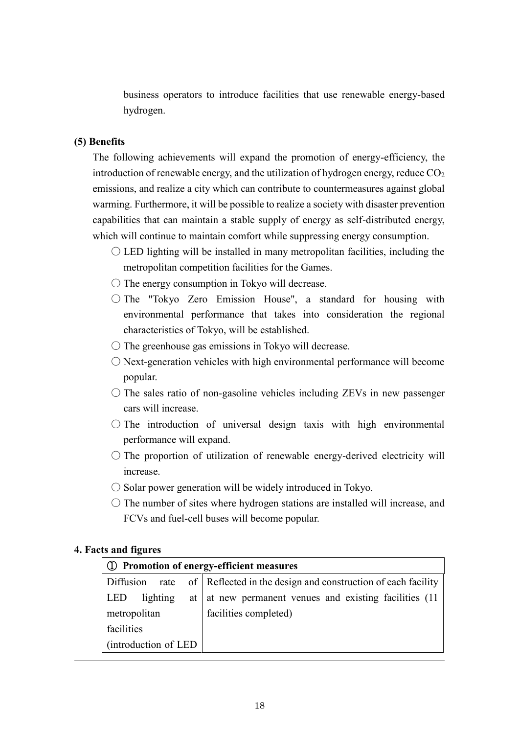business operators to introduce facilities that use renewable energy-based hydrogen.

**(5) Benefits**

The following achievements will expand the promotion of energy-efficiency, the introduction of renewable energy, and the utilization of hydrogen energy, reduce $CO_2$ emissions, and realize a city which can contribute to countermeasures against global warming. Furthermore, it will be possible to realize a society with disaster prevention capabilities that can maintain a stable supply of energy as self-distributed energy, which will continue to maintain comfort while suppressing energy consumption.

- ○ LED lighting will be installed in many metropolitan facilities, including the metropolitan competition facilities for the Games.
- ○ The energy consumption in Tokyo will decrease.
- ○ The "Tokyo Zero Emission House", a standard for housing with environmental performance that takes into consideration the regional characteristics of Tokyo, will be established.
- ○ The greenhouse gas emissions in Tokyo will decrease.
- ○ Next-generation vehicles with high environmental performance will become popular.
- ○ The sales ratio of non-gasoline vehicles including ZEVs in new passenger cars will increase.
- ○ The introduction of universal design taxis with high environmental performance will expand.
- ○ The proportion of utilization of renewable energy-derived electricity will increase.
- ○ Solar power generation will be widely introduced in Tokyo.
- ○ The number of sites where hydrogen stations are installed will increase, and FCVs and fuel-cell buses will become popular.

**4. Facts and figures**

| ① **Promotion of energy-efficient measures** | |
|---|---|
| Diffusion rate of LED lighting at metropolitan facilities (introduction of LED | Reflected in the design and construction of each facility at new permanent venues and existing facilities (11 facilities completed) |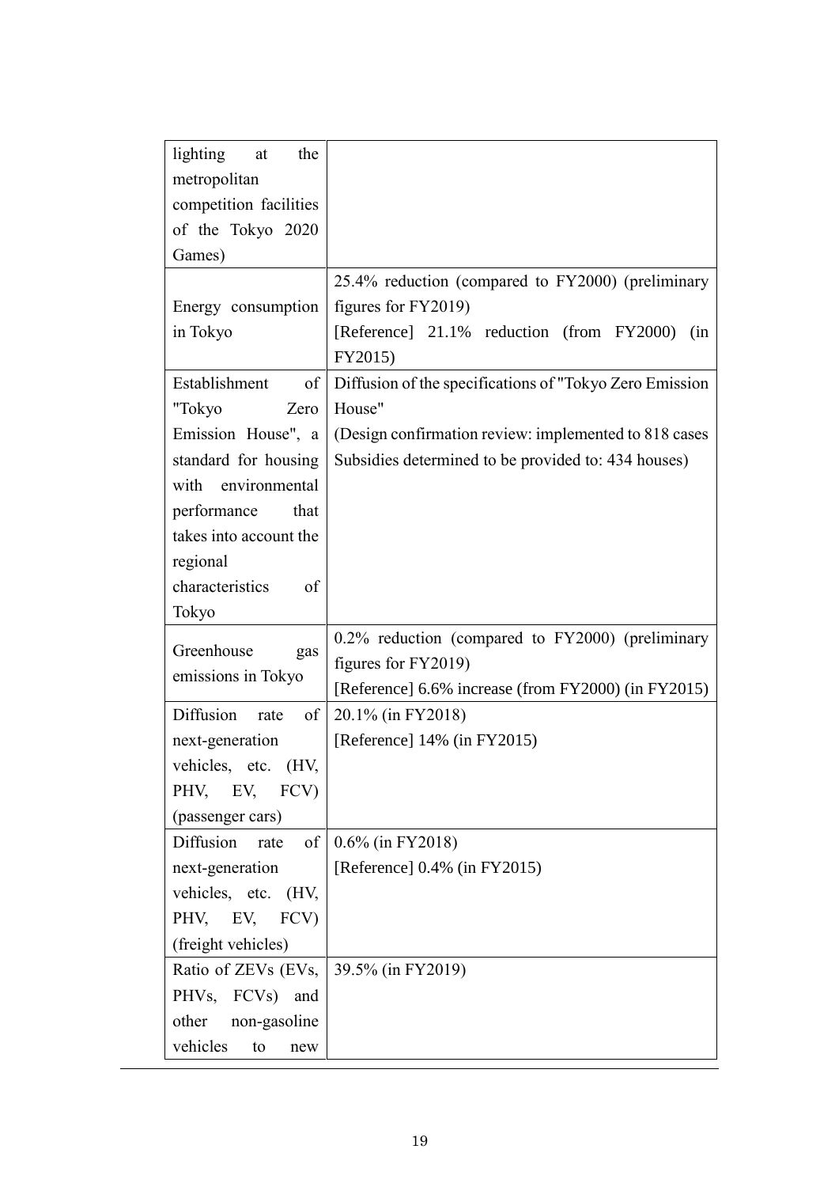| | |
|---|---|
| lighting at the metropolitan competition facilities of the Tokyo 2020 Games) | |
| Energy consumption in Tokyo | 25.4% reduction (compared to FY2000) (preliminary figures for FY2019)<br>[Reference] 21.1% reduction (from FY2000) (in FY2015) |
| Establishment of "Tokyo Zero Emission House", a standard for housing with environmental performance that takes into account the regional characteristics of Tokyo | Diffusion of the specifications of "Tokyo Zero Emission House"<br>(Design confirmation review: implemented to 818 cases Subsidies determined to be provided to: 434 houses) |
| Greenhouse gas emissions in Tokyo | 0.2% reduction (compared to FY2000) (preliminary figures for FY2019)<br>[Reference] 6.6% increase (from FY2000) (in FY2015) |
| Diffusion rate of next-generation vehicles, etc. (HV, PHV, EV, FCV) (passenger cars) | 20.1% (in FY2018)<br>[Reference] 14% (in FY2015) |
| Diffusion rate of next-generation vehicles, etc. (HV, PHV, EV, FCV) (freight vehicles) | 0.6% (in FY2018)<br>[Reference] 0.4% (in FY2015) |
| Ratio of ZEVs (EVs, PHVs, FCVs) and other non-gasoline vehicles to new | 39.5% (in FY2019) |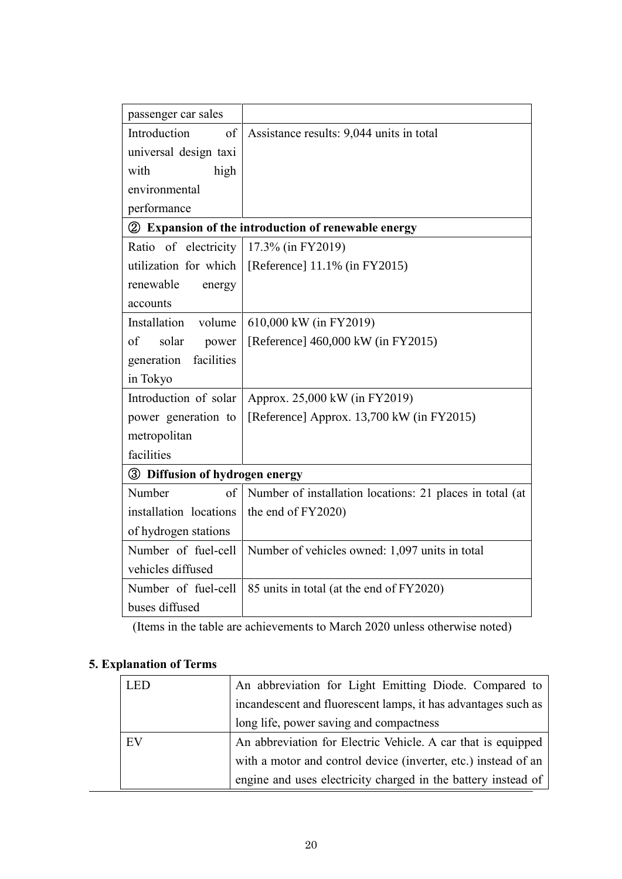| | |
|---|---|
| passenger car sales | |
| Introduction of universal design taxi with high environmental performance | Assistance results: 9,044 units in total |
| ② **Expansion of the introduction of renewable energy** | |
| Ratio of electricity utilization for which renewable energy accounts | 17.3% (in FY2019)<br>[Reference] 11.1% (in FY2015) |
| Installation volume of solar power generation facilities in Tokyo | 610,000 kW (in FY2019)<br>[Reference] 460,000 kW (in FY2015) |
| Introduction of solar power generation to metropolitan facilities | Approx. 25,000 kW (in FY2019)<br>[Reference] Approx. 13,700 kW (in FY2015) |
| ③ **Diffusion of hydrogen energy** | |
| Number of installation locations of hydrogen stations | Number of installation locations: 21 places in total (at the end of FY2020) |
| Number of fuel-cell vehicles diffused | Number of vehicles owned: 1,097 units in total |
| Number of fuel-cell buses diffused | 85 units in total (at the end of FY2020) |

(Items in the table are achievements to March 2020 unless otherwise noted)

## 5. Explanation of Terms

| | |
|---|---|
| LED | An abbreviation for Light Emitting Diode. Compared to incandescent and fluorescent lamps, it has advantages such as long life, power saving and compactness |
| EV | An abbreviation for Electric Vehicle. A car that is equipped with a motor and control device (inverter, etc.) instead of an engine and uses electricity charged in the battery instead of |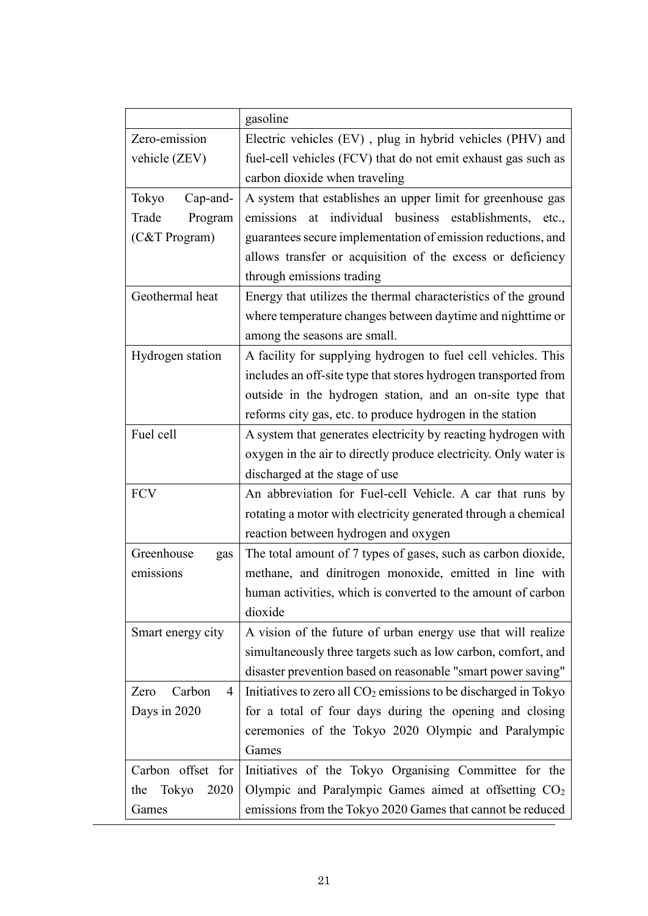| | |
|---|---|
| | gasoline |
| Zero-emission vehicle (ZEV) | Electric vehicles (EV) , plug in hybrid vehicles (PHV) and fuel-cell vehicles (FCV) that do not emit exhaust gas such as carbon dioxide when traveling |
| Tokyo Cap-and-Trade Program (C&T Program) | A system that establishes an upper limit for greenhouse gas emissions at individual business establishments, etc., guarantees secure implementation of emission reductions, and allows transfer or acquisition of the excess or deficiency through emissions trading |
| Geothermal heat | Energy that utilizes the thermal characteristics of the ground where temperature changes between daytime and nighttime or among the seasons are small. |
| Hydrogen station | A facility for supplying hydrogen to fuel cell vehicles. This includes an off-site type that stores hydrogen transported from outside in the hydrogen station, and an on-site type that reforms city gas, etc. to produce hydrogen in the station |
| Fuel cell | A system that generates electricity by reacting hydrogen with oxygen in the air to directly produce electricity. Only water is discharged at the stage of use |
| FCV | An abbreviation for Fuel-cell Vehicle. A car that runs by rotating a motor with electricity generated through a chemical reaction between hydrogen and oxygen |
| Greenhouse gas emissions | The total amount of 7 types of gases, such as carbon dioxide, methane, and dinitrogen monoxide, emitted in line with human activities, which is converted to the amount of carbon dioxide |
| Smart energy city | A vision of the future of urban energy use that will realize simultaneously three targets such as low carbon, comfort, and disaster prevention based on reasonable "smart power saving" |
| Zero Carbon 4 Days in 2020 | Initiatives to zero all $CO_2$ emissions to be discharged in Tokyo for a total of four days during the opening and closing ceremonies of the Tokyo 2020 Olympic and Paralympic Games |
| Carbon offset for the Tokyo 2020 Games | Initiatives of the Tokyo Organising Committee for the Olympic and Paralympic Games aimed at offsetting $CO_2$ emissions from the Tokyo 2020 Games that cannot be reduced |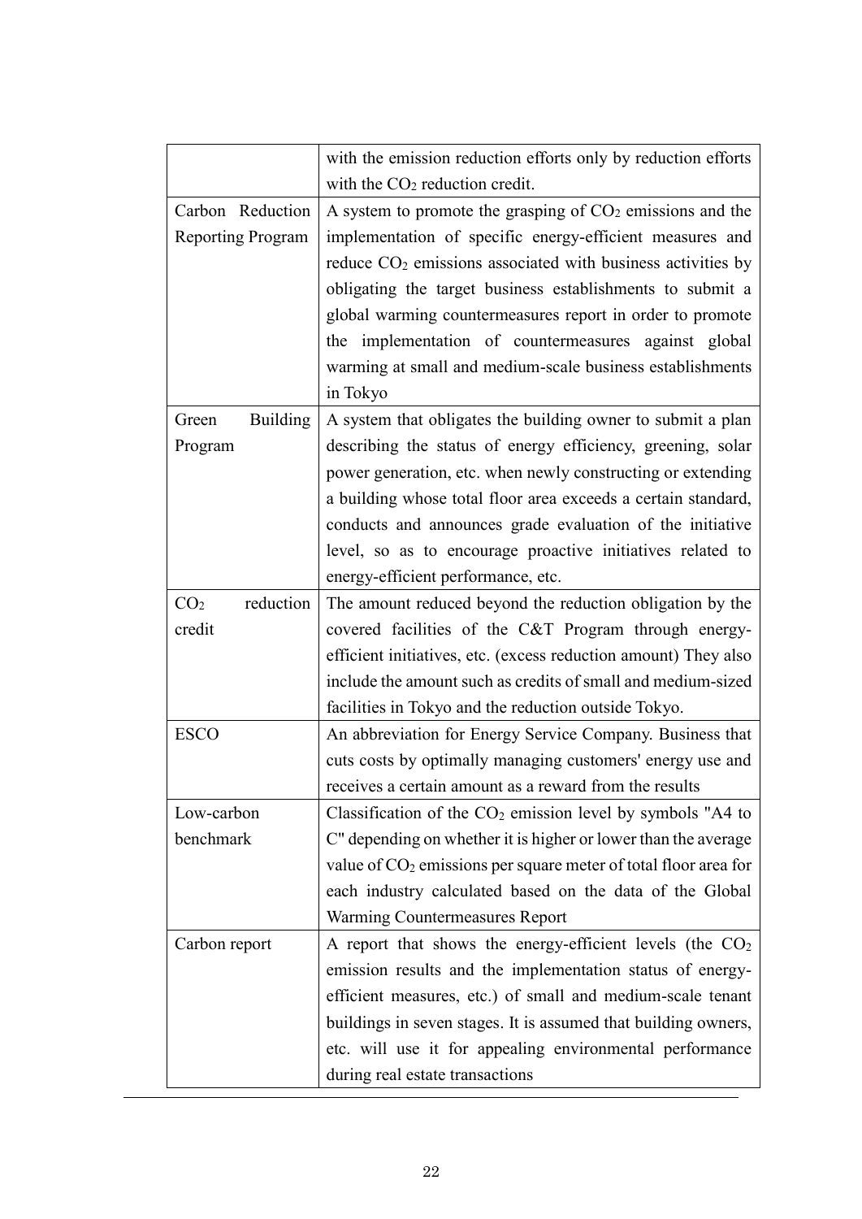| | |
|---|---|
| | with the emission reduction efforts only by reduction efforts with the $CO_2$ reduction credit. |
| Carbon Reduction Reporting Program | A system to promote the grasping of $CO_2$ emissions and the implementation of specific energy-efficient measures and reduce $CO_2$ emissions associated with business activities by obligating the target business establishments to submit a global warming countermeasures report in order to promote the implementation of countermeasures against global warming at small and medium-scale business establishments in Tokyo |
| Green Building Program | A system that obligates the building owner to submit a plan describing the status of energy efficiency, greening, solar power generation, etc. when newly constructing or extending a building whose total floor area exceeds a certain standard, conducts and announces grade evaluation of the initiative level, so as to encourage proactive initiatives related to energy-efficient performance, etc. |
| $CO_2$ reduction credit | The amount reduced beyond the reduction obligation by the covered facilities of the C&T Program through energy-efficient initiatives, etc. (excess reduction amount) They also include the amount such as credits of small and medium-sized facilities in Tokyo and the reduction outside Tokyo. |
| ESCO | An abbreviation for Energy Service Company. Business that cuts costs by optimally managing customers' energy use and receives a certain amount as a reward from the results |
| Low-carbon benchmark | Classification of the $CO_2$ emission level by symbols "A4 to C" depending on whether it is higher or lower than the average value of $CO_2$ emissions per square meter of total floor area for each industry calculated based on the data of the Global Warming Countermeasures Report |
| Carbon report | A report that shows the energy-efficient levels (the $CO_2$ emission results and the implementation status of energy-efficient measures, etc.) of small and medium-scale tenant buildings in seven stages. It is assumed that building owners, etc. will use it for appealing environmental performance during real estate transactions |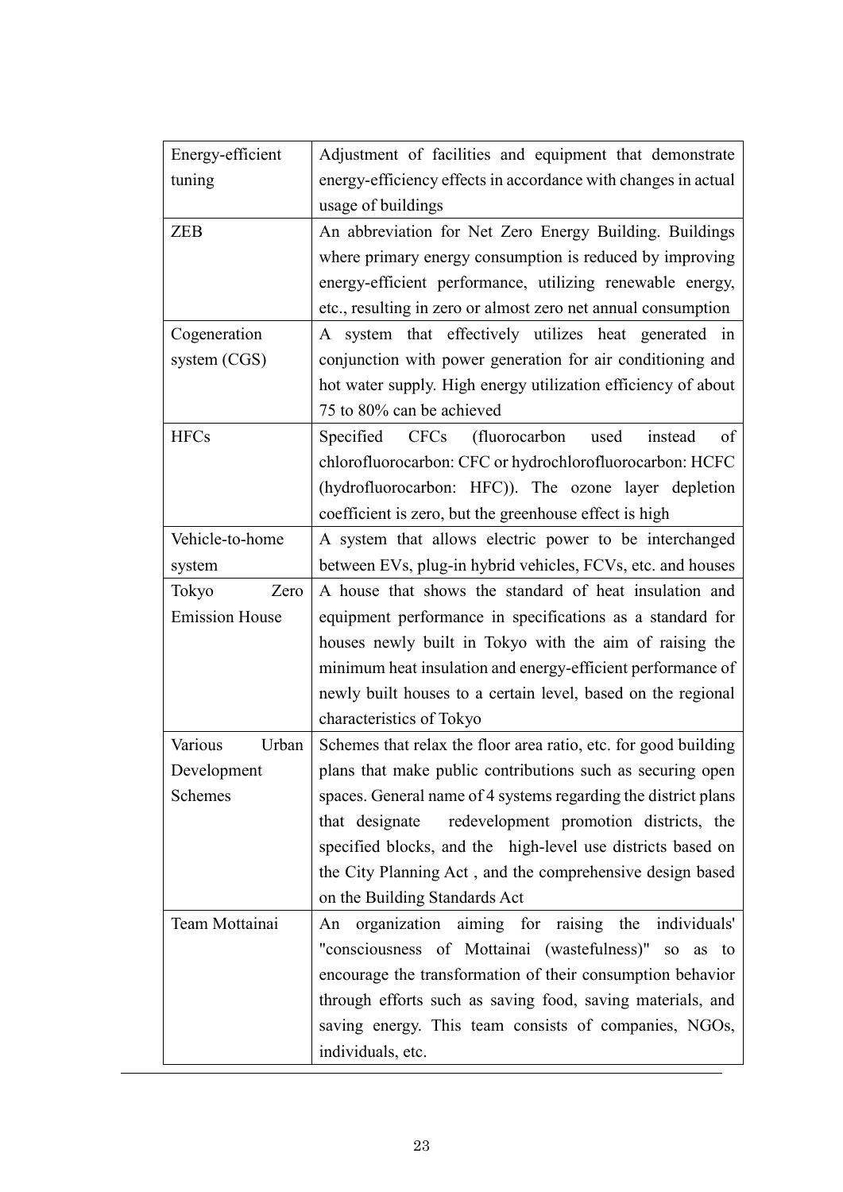| | |
|---|---|
| Energy-efficient tuning | Adjustment of facilities and equipment that demonstrate energy-efficiency effects in accordance with changes in actual usage of buildings |
| ZEB | An abbreviation for Net Zero Energy Building. Buildings where primary energy consumption is reduced by improving energy-efficient performance, utilizing renewable energy, etc., resulting in zero or almost zero net annual consumption |
| Cogeneration system (CGS) | A system that effectively utilizes heat generated in conjunction with power generation for air conditioning and hot water supply. High energy utilization efficiency of about 75 to 80% can be achieved |
| HFCs | Specified CFCs (fluorocarbon used instead of chlorofluorocarbon: CFC or hydrochlorofluorocarbon: HCFC (hydrofluorocarbon: HFC)). The ozone layer depletion coefficient is zero, but the greenhouse effect is high |
| Vehicle-to-home system | A system that allows electric power to be interchanged between EVs, plug-in hybrid vehicles, FCVs, etc. and houses |
| Tokyo Zero Emission House | A house that shows the standard of heat insulation and equipment performance in specifications as a standard for houses newly built in Tokyo with the aim of raising the minimum heat insulation and energy-efficient performance of newly built houses to a certain level, based on the regional characteristics of Tokyo |
| Various Urban Development Schemes | Schemes that relax the floor area ratio, etc. for good building plans that make public contributions such as securing open spaces. General name of 4 systems regarding the district plans that designate redevelopment promotion districts, the specified blocks, and the high-level use districts based on the City Planning Act , and the comprehensive design based on the Building Standards Act |
| Team Mottainai | An organization aiming for raising the individuals' "consciousness of Mottainai (wastefulness)" so as to encourage the transformation of their consumption behavior through efforts such as saving food, saving materials, and saving energy. This team consists of companies, NGOs, individuals, etc. |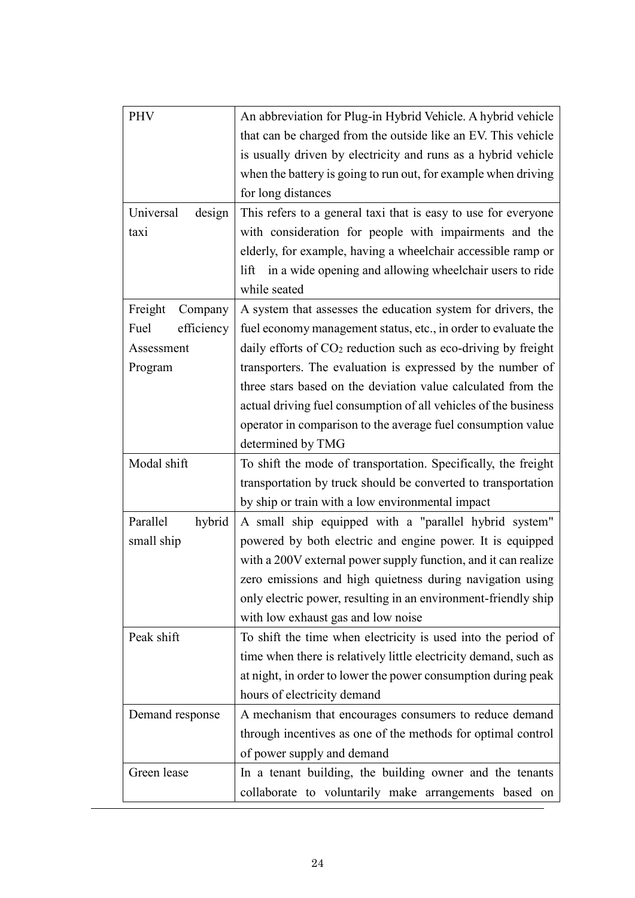| | |
|---|---|
| PHV | An abbreviation for Plug-in Hybrid Vehicle. A hybrid vehicle that can be charged from the outside like an EV. This vehicle is usually driven by electricity and runs as a hybrid vehicle when the battery is going to run out, for example when driving for long distances |
| Universal design taxi | This refers to a general taxi that is easy to use for everyone with consideration for people with impairments and the elderly, for example, having a wheelchair accessible ramp or lift in a wide opening and allowing wheelchair users to ride while seated |
| Freight Company Fuel efficiency Assessment Program | A system that assesses the education system for drivers, the fuel economy management status, etc., in order to evaluate the daily efforts of $CO_2$ reduction such as eco-driving by freight transporters. The evaluation is expressed by the number of three stars based on the deviation value calculated from the actual driving fuel consumption of all vehicles of the business operator in comparison to the average fuel consumption value determined by TMG |
| Modal shift | To shift the mode of transportation. Specifically, the freight transportation by truck should be converted to transportation by ship or train with a low environmental impact |
| Parallel hybrid small ship | A small ship equipped with a "parallel hybrid system" powered by both electric and engine power. It is equipped with a 200V external power supply function, and it can realize zero emissions and high quietness during navigation using only electric power, resulting in an environment-friendly ship with low exhaust gas and low noise |
| Peak shift | To shift the time when electricity is used into the period of time when there is relatively little electricity demand, such as at night, in order to lower the power consumption during peak hours of electricity demand |
| Demand response | A mechanism that encourages consumers to reduce demand through incentives as one of the methods for optimal control of power supply and demand |
| Green lease | In a tenant building, the building owner and the tenants collaborate to voluntarily make arrangements based on |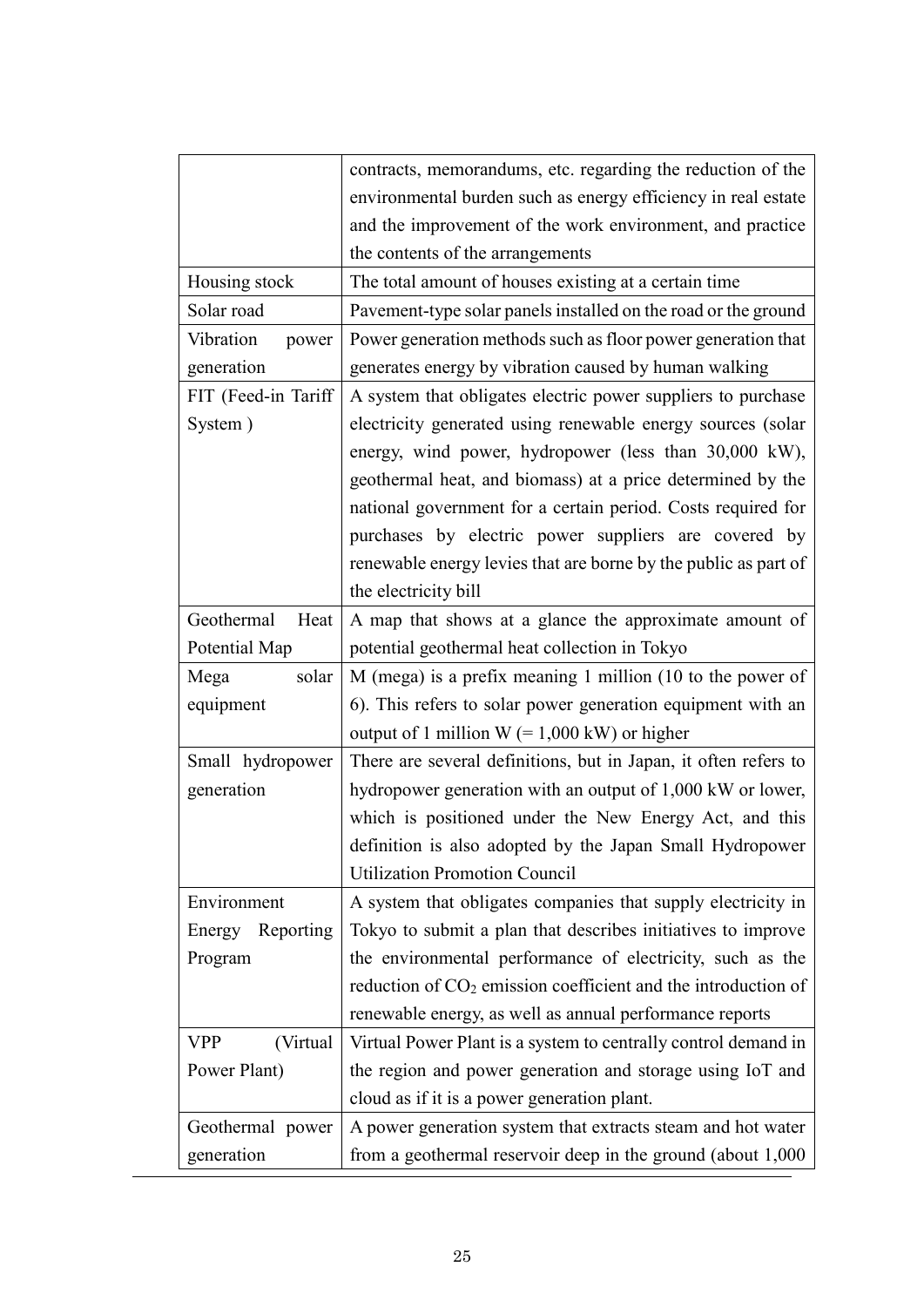| | |
|---|---|
| | contracts, memorandums, etc. regarding the reduction of the environmental burden such as energy efficiency in real estate and the improvement of the work environment, and practice the contents of the arrangements |
| Housing stock | The total amount of houses existing at a certain time |
| Solar road | Pavement-type solar panels installed on the road or the ground |
| Vibration power generation | Power generation methods such as floor power generation that generates energy by vibration caused by human walking |
| FIT (Feed-in Tariff System ) | A system that obligates electric power suppliers to purchase electricity generated using renewable energy sources (solar energy, wind power, hydropower (less than 30,000 kW), geothermal heat, and biomass) at a price determined by the national government for a certain period. Costs required for purchases by electric power suppliers are covered by renewable energy levies that are borne by the public as part of the electricity bill |
| Geothermal Heat Potential Map | A map that shows at a glance the approximate amount of potential geothermal heat collection in Tokyo |
| Mega solar equipment | M (mega) is a prefix meaning 1 million (10 to the power of 6). This refers to solar power generation equipment with an output of 1 million W (= 1,000 kW) or higher |
| Small hydropower generation | There are several definitions, but in Japan, it often refers to hydropower generation with an output of 1,000 kW or lower, which is positioned under the New Energy Act, and this definition is also adopted by the Japan Small Hydropower Utilization Promotion Council |
| Environment Energy Reporting Program | A system that obligates companies that supply electricity in Tokyo to submit a plan that describes initiatives to improve the environmental performance of electricity, such as the reduction of $CO_2$ emission coefficient and the introduction of renewable energy, as well as annual performance reports |
| VPP (Virtual Power Plant) | Virtual Power Plant is a system to centrally control demand in the region and power generation and storage using IoT and cloud as if it is a power generation plant. |
| Geothermal power generation | A power generation system that extracts steam and hot water from a geothermal reservoir deep in the ground (about 1,000 |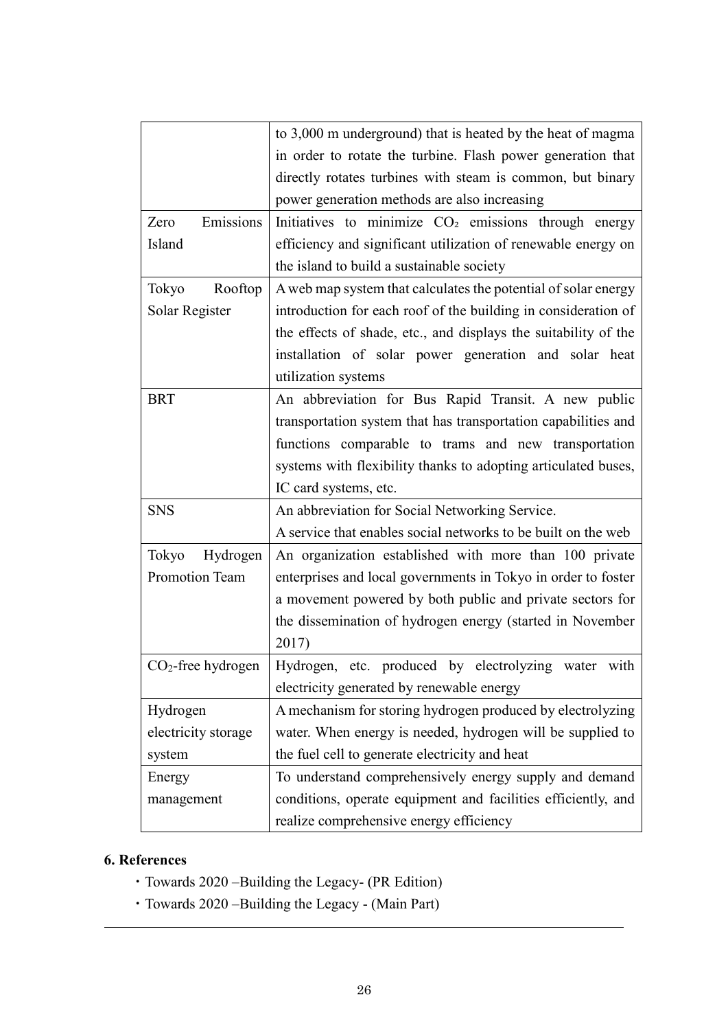| | |
|---|---|
| | to 3,000 m underground) that is heated by the heat of magma in order to rotate the turbine. Flash power generation that directly rotates turbines with steam is common, but binary power generation methods are also increasing |
| Zero Emissions Island | Initiatives to minimize $CO_2$ emissions through energy efficiency and significant utilization of renewable energy on the island to build a sustainable society |
| Tokyo Rooftop Solar Register | A web map system that calculates the potential of solar energy introduction for each roof of the building in consideration of the effects of shade, etc., and displays the suitability of the installation of solar power generation and solar heat utilization systems |
| BRT | An abbreviation for Bus Rapid Transit. A new public transportation system that has transportation capabilities and functions comparable to trams and new transportation systems with flexibility thanks to adopting articulated buses, IC card systems, etc. |
| SNS | An abbreviation for Social Networking Service. A service that enables social networks to be built on the web |
| Tokyo Hydrogen Promotion Team | An organization established with more than 100 private enterprises and local governments in Tokyo in order to foster a movement powered by both public and private sectors for the dissemination of hydrogen energy (started in November 2017) |
| $CO_2$-free hydrogen | Hydrogen, etc. produced by electrolyzing water with electricity generated by renewable energy |
| Hydrogen electricity storage system | A mechanism for storing hydrogen produced by electrolyzing water. When energy is needed, hydrogen will be supplied to the fuel cell to generate electricity and heat |
| Energy management | To understand comprehensively energy supply and demand conditions, operate equipment and facilities efficiently, and realize comprehensive energy efficiency |

## 6. References

- Towards 2020 –Building the Legacy- (PR Edition)
- Towards 2020 –Building the Legacy - (Main Part)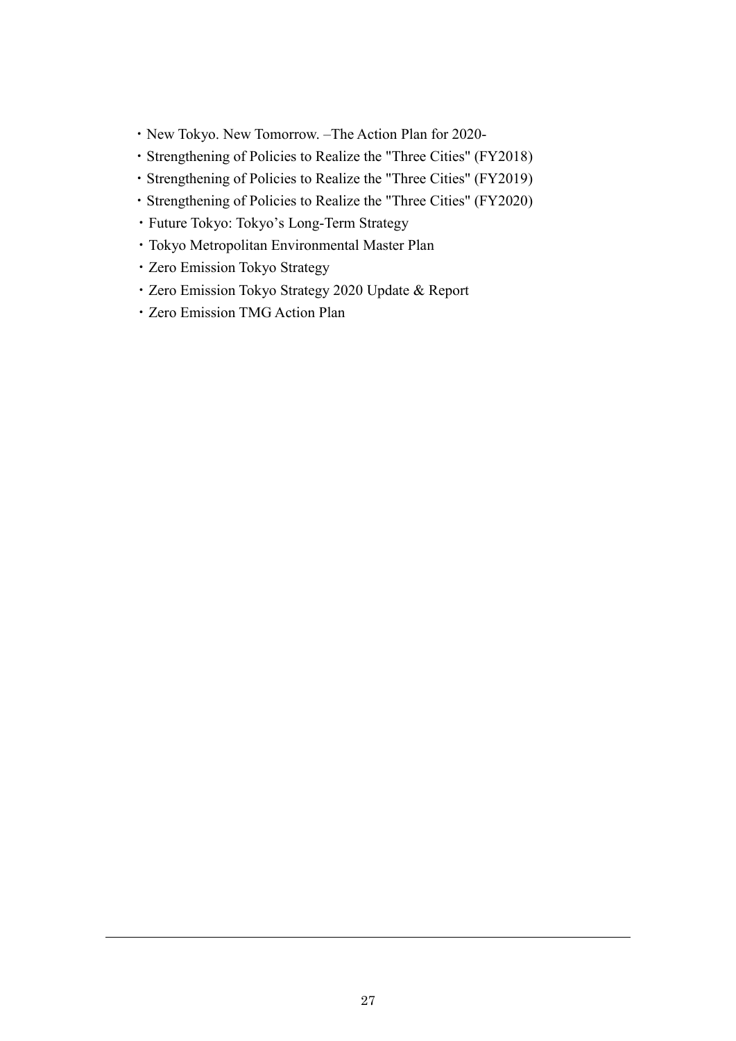- New Tokyo. New Tomorrow. –The Action Plan for 2020-
- Strengthening of Policies to Realize the "Three Cities" (FY2018)
- Strengthening of Policies to Realize the "Three Cities" (FY2019)
- Strengthening of Policies to Realize the "Three Cities" (FY2020)
- Future Tokyo: Tokyo's Long-Term Strategy
- Tokyo Metropolitan Environmental Master Plan
- Zero Emission Tokyo Strategy
- Zero Emission Tokyo Strategy 2020 Update & Report
- Zero Emission TMG Action Plan